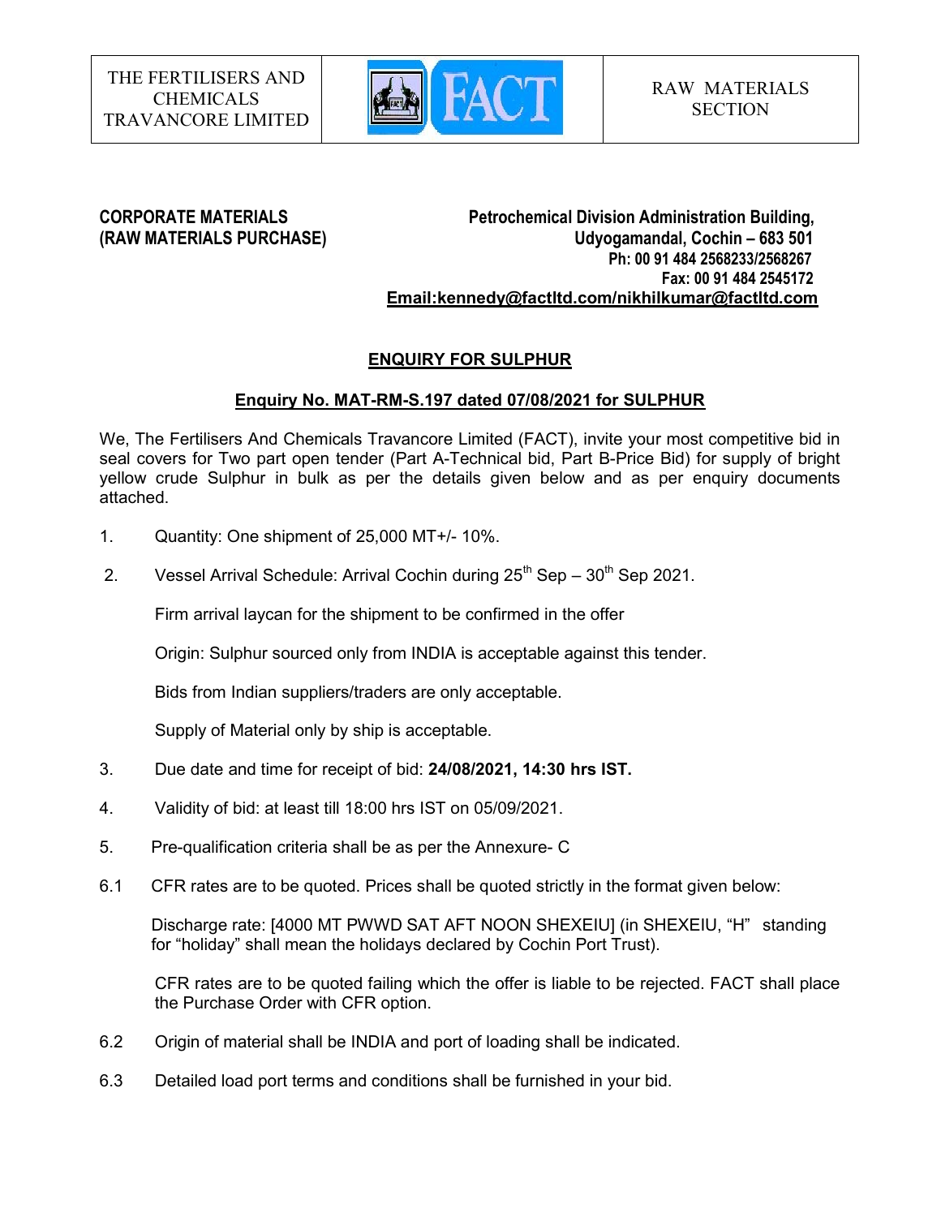| THE FERTILISERS AND CHEMICALS TRAVANCORE LIMITED | FACT | RAW MATERIALS SECTION |
|---|---|---|

**CORPORATE MATERIALS**
**(RAW MATERIALS PURCHASE)**

**Petrochemical Division Administration Building,**
**Udyogamandal, Cochin – 683 501**
**Ph: 00 91 484 2568233/2568267**
**Fax: 00 91 484 2545172**
**Email:kennedy@factltd.com/nikhilkumar@factltd.com**

## ENQUIRY FOR SULPHUR

### Enquiry No. MAT-RM-S.197 dated 07/08/2021 for SULPHUR

We, The Fertilisers And Chemicals Travancore Limited (FACT), invite your most competitive bid in seal covers for Two part open tender (Part A-Technical bid, Part B-Price Bid) for supply of bright yellow crude Sulphur in bulk as per the details given below and as per enquiry documents attached.

1. Quantity: One shipment of 25,000 MT+/- 10%.

2. Vessel Arrival Schedule: Arrival Cochin during 25th Sep – 30th Sep 2021.

   Firm arrival laycan for the shipment to be confirmed in the offer

   Origin: Sulphur sourced only from INDIA is acceptable against this tender.

   Bids from Indian suppliers/traders are only acceptable.

   Supply of Material only by ship is acceptable.

3. Due date and time for receipt of bid: **24/08/2021, 14:30 hrs IST.**

4. Validity of bid: at least till 18:00 hrs IST on 05/09/2021.

5. Pre-qualification criteria shall be as per the Annexure- C

6.1 CFR rates are to be quoted. Prices shall be quoted strictly in the format given below:

   Discharge rate: [4000 MT PWWD SAT AFT NOON SHEXEIU] (in SHEXEIU, "H" standing for "holiday" shall mean the holidays declared by Cochin Port Trust).

   CFR rates are to be quoted failing which the offer is liable to be rejected. FACT shall place the Purchase Order with CFR option.

6.2 Origin of material shall be INDIA and port of loading shall be indicated.

6.3 Detailed load port terms and conditions shall be furnished in your bid.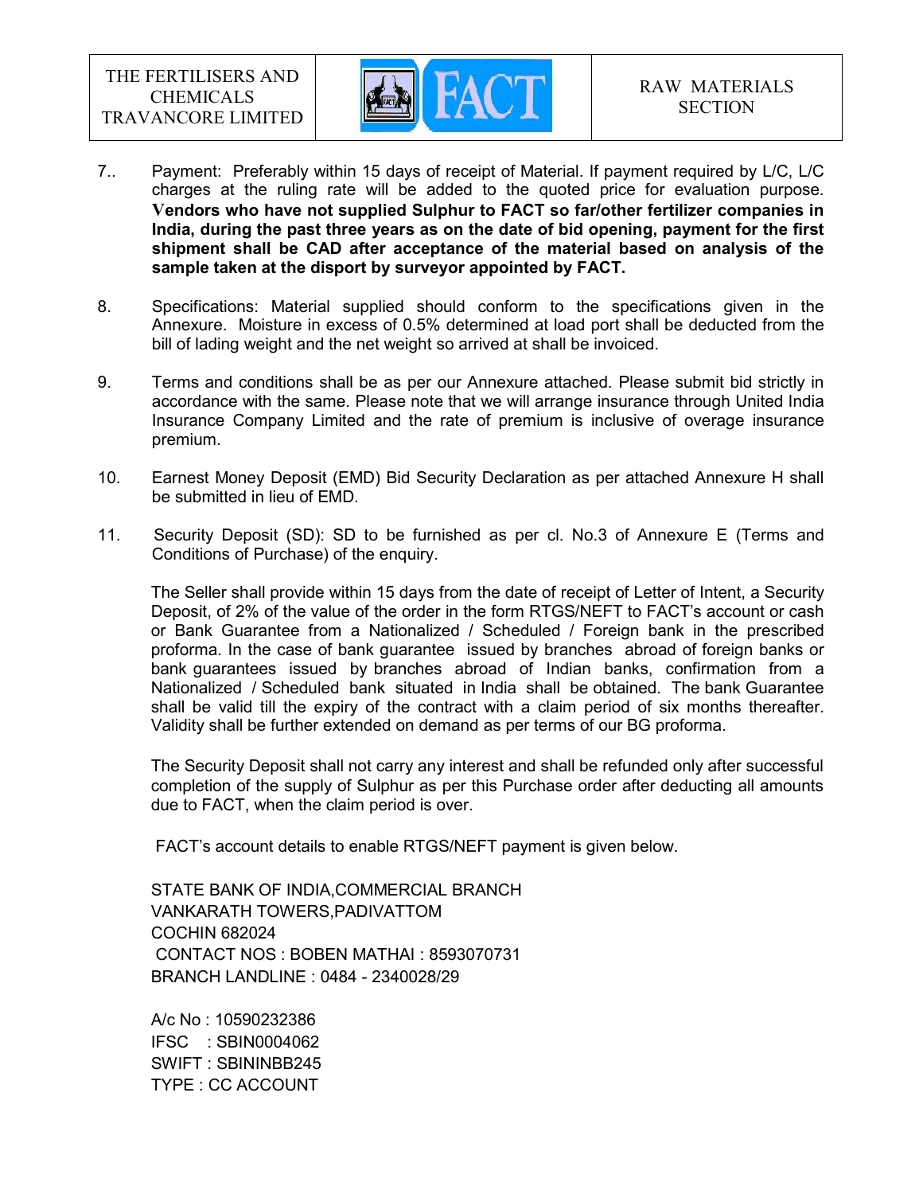7.. Payment: Preferably within 15 days of receipt of Material. If payment required by L/C, L/C charges at the ruling rate will be added to the quoted price for evaluation purpose. **Vendors who have not supplied Sulphur to FACT so far/other fertilizer companies in India, during the past three years as on the date of bid opening, payment for the first shipment shall be CAD after acceptance of the material based on analysis of the sample taken at the disport by surveyor appointed by FACT.**

8. Specifications: Material supplied should conform to the specifications given in the Annexure. Moisture in excess of 0.5% determined at load port shall be deducted from the bill of lading weight and the net weight so arrived at shall be invoiced.

9. Terms and conditions shall be as per our Annexure attached. Please submit bid strictly in accordance with the same. Please note that we will arrange insurance through United India Insurance Company Limited and the rate of premium is inclusive of overage insurance premium.

10. Earnest Money Deposit (EMD) Bid Security Declaration as per attached Annexure H shall be submitted in lieu of EMD.

11. Security Deposit (SD): SD to be furnished as per cl. No.3 of Annexure E (Terms and Conditions of Purchase) of the enquiry.

The Seller shall provide within 15 days from the date of receipt of Letter of Intent, a Security Deposit, of 2% of the value of the order in the form RTGS/NEFT to FACT's account or cash or Bank Guarantee from a Nationalized / Scheduled / Foreign bank in the prescribed proforma. In the case of bank guarantee issued by branches abroad of foreign banks or bank guarantees issued by branches abroad of Indian banks, confirmation from a Nationalized / Scheduled bank situated in India shall be obtained. The bank Guarantee shall be valid till the expiry of the contract with a claim period of six months thereafter. Validity shall be further extended on demand as per terms of our BG proforma.

The Security Deposit shall not carry any interest and shall be refunded only after successful completion of the supply of Sulphur as per this Purchase order after deducting all amounts due to FACT, when the claim period is over.

FACT's account details to enable RTGS/NEFT payment is given below.

STATE BANK OF INDIA,COMMERCIAL BRANCH
VANKARATH TOWERS,PADIVATTOM
COCHIN 682024
CONTACT NOS : BOBEN MATHAI : 8593070731
BRANCH LANDLINE : 0484 - 2340028/29

A/c No : 10590232386
IFSC : SBIN0004062
SWIFT : SBININBB245
TYPE : CC ACCOUNT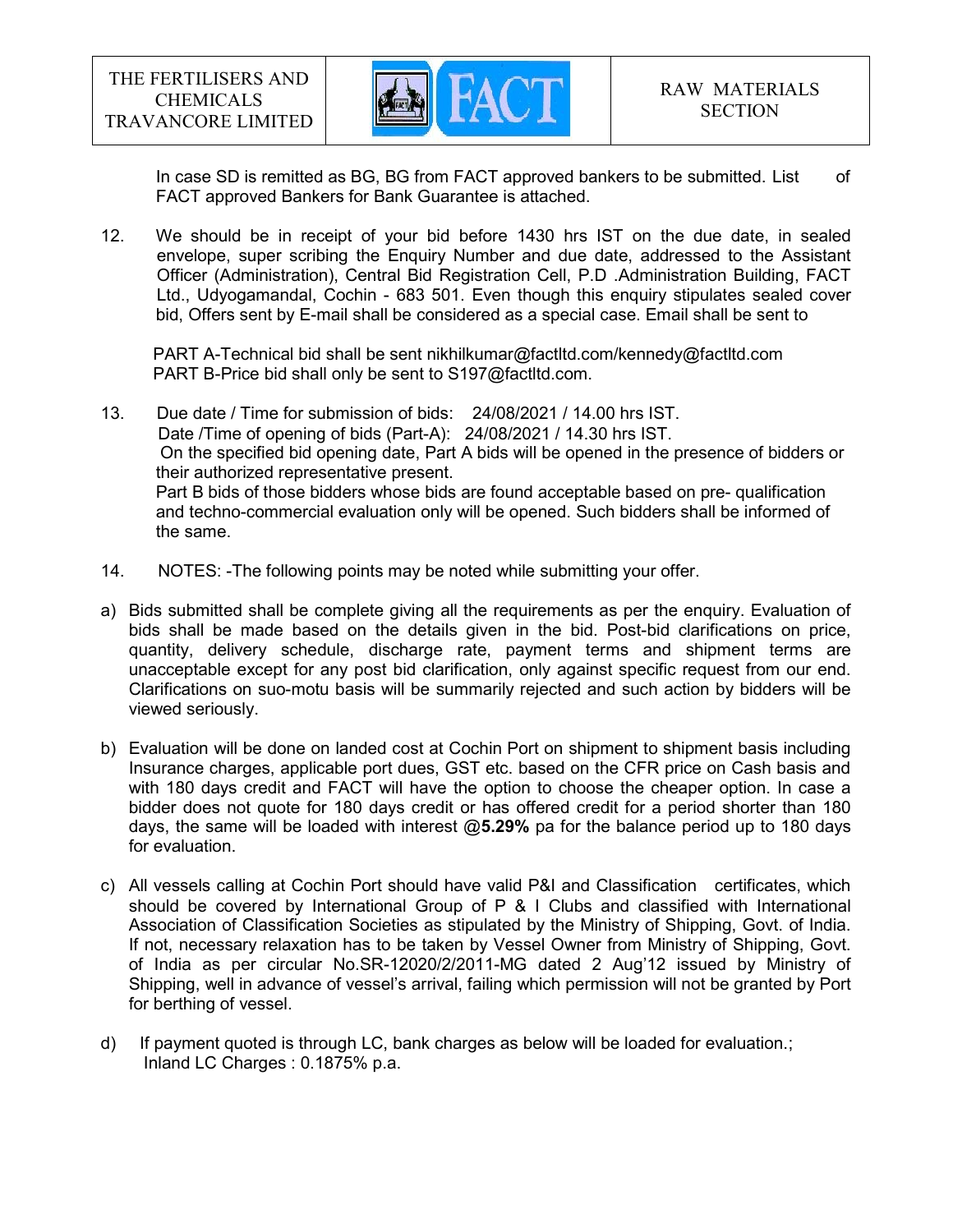In case SD is remitted as BG, BG from FACT approved bankers to be submitted. List of FACT approved Bankers for Bank Guarantee is attached.

12. We should be in receipt of your bid before 1430 hrs IST on the due date, in sealed envelope, super scribing the Enquiry Number and due date, addressed to the Assistant Officer (Administration), Central Bid Registration Cell, P.D .Administration Building, FACT Ltd., Udyogamandal, Cochin - 683 501. Even though this enquiry stipulates sealed cover bid, Offers sent by E-mail shall be considered as a special case. Email shall be sent to

    PART A-Technical bid shall be sent nikhilkumar@factltd.com/kennedy@factltd.com
    PART B-Price bid shall only be sent to S197@factltd.com.

13. Due date / Time for submission of bids: 24/08/2021 / 14.00 hrs IST.
    Date /Time of opening of bids (Part-A): 24/08/2021 / 14.30 hrs IST.
    On the specified bid opening date, Part A bids will be opened in the presence of bidders or their authorized representative present.
    Part B bids of those bidders whose bids are found acceptable based on pre- qualification and techno-commercial evaluation only will be opened. Such bidders shall be informed of the same.

14. NOTES: -The following points may be noted while submitting your offer.

a) Bids submitted shall be complete giving all the requirements as per the enquiry. Evaluation of bids shall be made based on the details given in the bid. Post-bid clarifications on price, quantity, delivery schedule, discharge rate, payment terms and shipment terms are unacceptable except for any post bid clarification, only against specific request from our end. Clarifications on suo-motu basis will be summarily rejected and such action by bidders will be viewed seriously.

b) Evaluation will be done on landed cost at Cochin Port on shipment to shipment basis including Insurance charges, applicable port dues, GST etc. based on the CFR price on Cash basis and with 180 days credit and FACT will have the option to choose the cheaper option. In case a bidder does not quote for 180 days credit or has offered credit for a period shorter than 180 days, the same will be loaded with interest @**5.29%** pa for the balance period up to 180 days for evaluation.

c) All vessels calling at Cochin Port should have valid P&I and Classification certificates, which should be covered by International Group of P & I Clubs and classified with International Association of Classification Societies as stipulated by the Ministry of Shipping, Govt. of India. If not, necessary relaxation has to be taken by Vessel Owner from Ministry of Shipping, Govt. of India as per circular No.SR-12020/2/2011-MG dated 2 Aug'12 issued by Ministry of Shipping, well in advance of vessel's arrival, failing which permission will not be granted by Port for berthing of vessel.

d) If payment quoted is through LC, bank charges as below will be loaded for evaluation.;
   Inland LC Charges : 0.1875% p.a.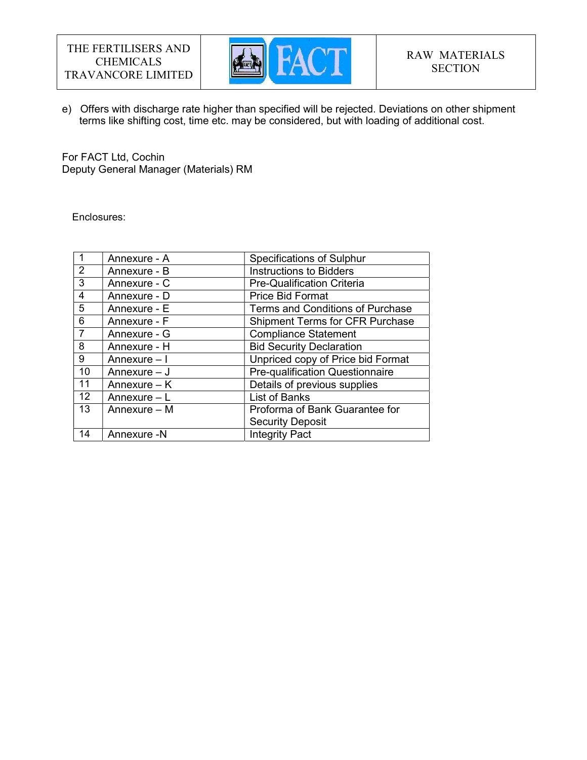e) Offers with discharge rate higher than specified will be rejected. Deviations on other shipment terms like shifting cost, time etc. may be considered, but with loading of additional cost.

For FACT Ltd, Cochin
Deputy General Manager (Materials) RM

Enclosures:

| | | |
|---|---|---|
| 1 | Annexure - A | Specifications of Sulphur |
| 2 | Annexure - B | Instructions to Bidders |
| 3 | Annexure - C | Pre-Qualification Criteria |
| 4 | Annexure - D | Price Bid Format |
| 5 | Annexure - E | Terms and Conditions of Purchase |
| 6 | Annexure - F | Shipment Terms for CFR Purchase |
| 7 | Annexure - G | Compliance Statement |
| 8 | Annexure - H | Bid Security Declaration |
| 9 | Annexure – I | Unpriced copy of Price bid Format |
| 10 | Annexure – J | Pre-qualification Questionnaire |
| 11 | Annexure – K | Details of previous supplies |
| 12 | Annexure – L | List of Banks |
| 13 | Annexure – M | Proforma of Bank Guarantee for Security Deposit |
| 14 | Annexure -N | Integrity Pact |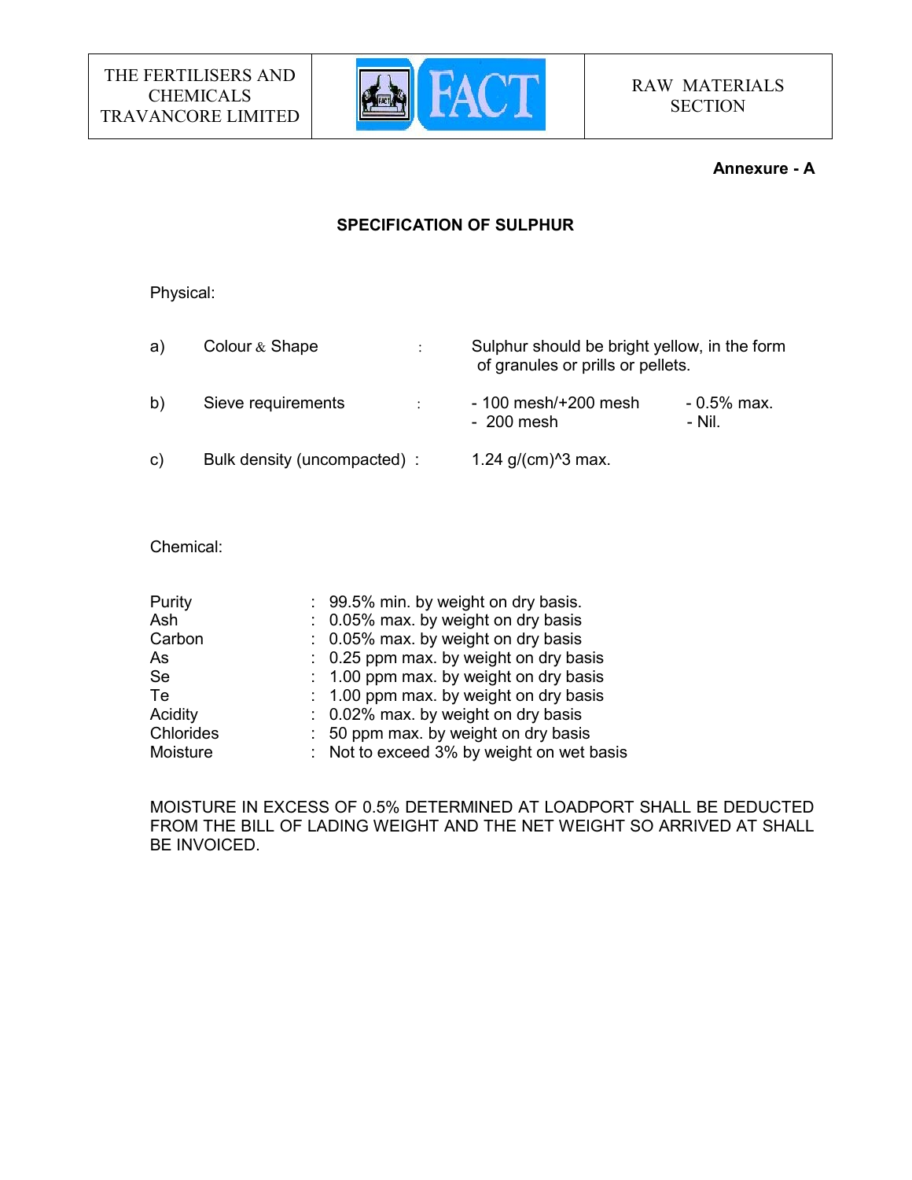| THE FERTILISERS AND CHEMICALS TRAVANCORE LIMITED | FACT | RAW MATERIALS SECTION |
|---|---|---|

**Annexure - A**

**SPECIFICATION OF SULPHUR**

Physical:

a) Colour & Shape : Sulphur should be bright yellow, in the form of granules or prills or pellets.

b) Sieve requirements : - 100 mesh/+200 mesh - 0.5% max.
- 200 mesh - Nil.

c) Bulk density (uncompacted) : 1.24 g/(cm)^3 max.

Chemical:

| | | |
|---|---|---|
| Purity | : | 99.5% min. by weight on dry basis. |
| Ash | : | 0.05% max. by weight on dry basis |
| Carbon | : | 0.05% max. by weight on dry basis |
| As | : | 0.25 ppm max. by weight on dry basis |
| Se | : | 1.00 ppm max. by weight on dry basis |
| Te | : | 1.00 ppm max. by weight on dry basis |
| Acidity | : | 0.02% max. by weight on dry basis |
| Chlorides | : | 50 ppm max. by weight on dry basis |
| Moisture | : | Not to exceed 3% by weight on wet basis |

MOISTURE IN EXCESS OF 0.5% DETERMINED AT LOADPORT SHALL BE DEDUCTED FROM THE BILL OF LADING WEIGHT AND THE NET WEIGHT SO ARRIVED AT SHALL BE INVOICED.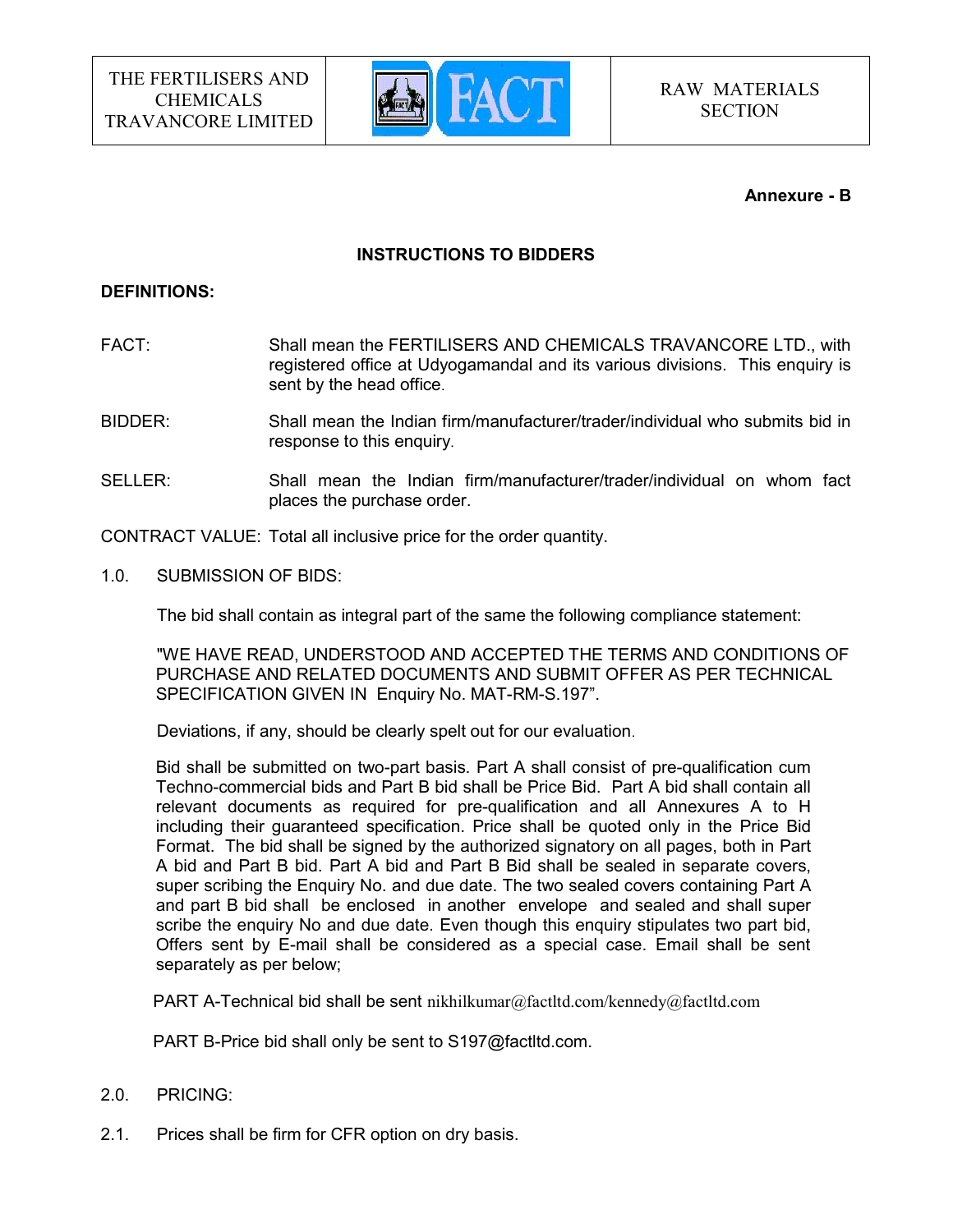| THE FERTILISERS AND CHEMICALS TRAVANCORE LIMITED | FACT | RAW MATERIALS SECTION |
|---|---|---|

**Annexure - B**

## INSTRUCTIONS TO BIDDERS

**DEFINITIONS:**

FACT: Shall mean the FERTILISERS AND CHEMICALS TRAVANCORE LTD., with registered office at Udyogamandal and its various divisions. This enquiry is sent by the head office.

BIDDER: Shall mean the Indian firm/manufacturer/trader/individual who submits bid in response to this enquiry.

SELLER: Shall mean the Indian firm/manufacturer/trader/individual on whom fact places the purchase order.

CONTRACT VALUE: Total all inclusive price for the order quantity.

1.0. SUBMISSION OF BIDS:

The bid shall contain as integral part of the same the following compliance statement:

"WE HAVE READ, UNDERSTOOD AND ACCEPTED THE TERMS AND CONDITIONS OF PURCHASE AND RELATED DOCUMENTS AND SUBMIT OFFER AS PER TECHNICAL SPECIFICATION GIVEN IN Enquiry No. MAT-RM-S.197".

Deviations, if any, should be clearly spelt out for our evaluation.

Bid shall be submitted on two-part basis. Part A shall consist of pre-qualification cum Techno-commercial bids and Part B bid shall be Price Bid. Part A bid shall contain all relevant documents as required for pre-qualification and all Annexures A to H including their guaranteed specification. Price shall be quoted only in the Price Bid Format. The bid shall be signed by the authorized signatory on all pages, both in Part A bid and Part B bid. Part A bid and Part B Bid shall be sealed in separate covers, super scribing the Enquiry No. and due date. The two sealed covers containing Part A and part B bid shall be enclosed in another envelope and sealed and shall super scribe the enquiry No and due date. Even though this enquiry stipulates two part bid, Offers sent by E-mail shall be considered as a special case. Email shall be sent separately as per below;

PART A-Technical bid shall be sent nikhilkumar@factltd.com/kennedy@factltd.com

PART B-Price bid shall only be sent to S197@factltd.com.

2.0. PRICING:

2.1. Prices shall be firm for CFR option on dry basis.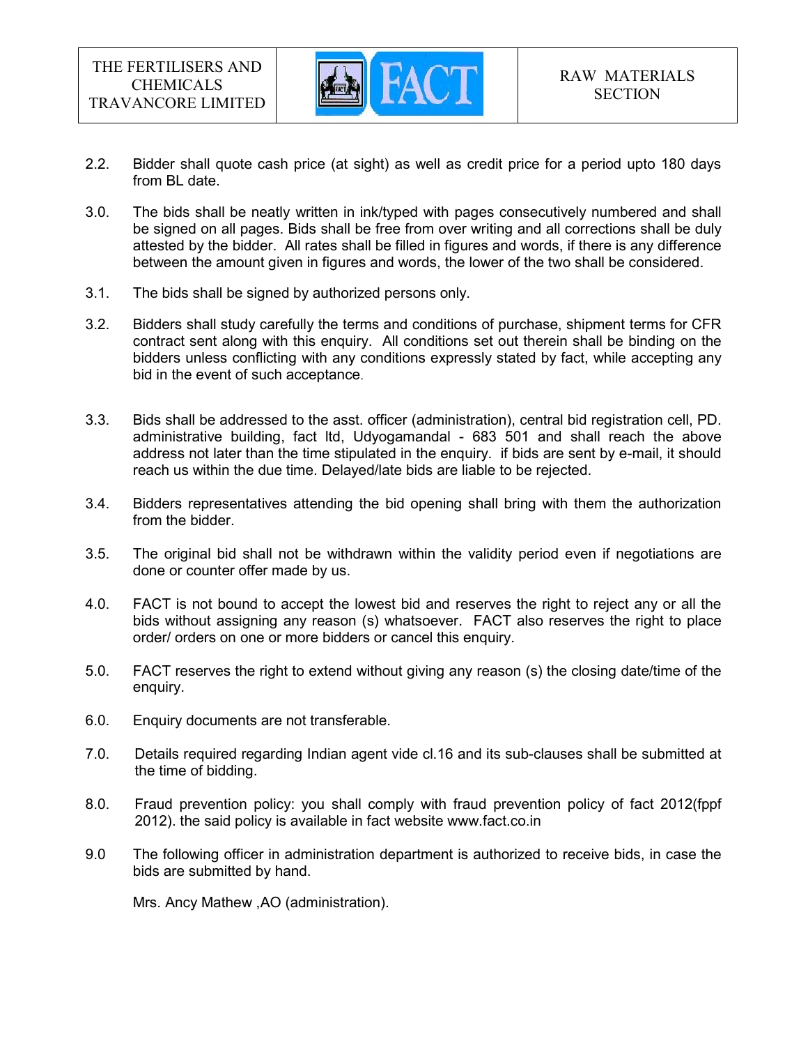2.2. Bidder shall quote cash price (at sight) as well as credit price for a period upto 180 days from BL date.

3.0. The bids shall be neatly written in ink/typed with pages consecutively numbered and shall be signed on all pages. Bids shall be free from over writing and all corrections shall be duly attested by the bidder. All rates shall be filled in figures and words, if there is any difference between the amount given in figures and words, the lower of the two shall be considered.

3.1. The bids shall be signed by authorized persons only.

3.2. Bidders shall study carefully the terms and conditions of purchase, shipment terms for CFR contract sent along with this enquiry. All conditions set out therein shall be binding on the bidders unless conflicting with any conditions expressly stated by fact, while accepting any bid in the event of such acceptance.

3.3. Bids shall be addressed to the asst. officer (administration), central bid registration cell, PD. administrative building, fact ltd, Udyogamandal - 683 501 and shall reach the above address not later than the time stipulated in the enquiry. if bids are sent by e-mail, it should reach us within the due time. Delayed/late bids are liable to be rejected.

3.4. Bidders representatives attending the bid opening shall bring with them the authorization from the bidder.

3.5. The original bid shall not be withdrawn within the validity period even if negotiations are done or counter offer made by us.

4.0. FACT is not bound to accept the lowest bid and reserves the right to reject any or all the bids without assigning any reason (s) whatsoever. FACT also reserves the right to place order/ orders on one or more bidders or cancel this enquiry.

5.0. FACT reserves the right to extend without giving any reason (s) the closing date/time of the enquiry.

6.0. Enquiry documents are not transferable.

7.0. Details required regarding Indian agent vide cl.16 and its sub-clauses shall be submitted at the time of bidding.

8.0. Fraud prevention policy: you shall comply with fraud prevention policy of fact 2012(fppf 2012). the said policy is available in fact website www.fact.co.in

9.0 The following officer in administration department is authorized to receive bids, in case the bids are submitted by hand.

Mrs. Ancy Mathew ,AO (administration).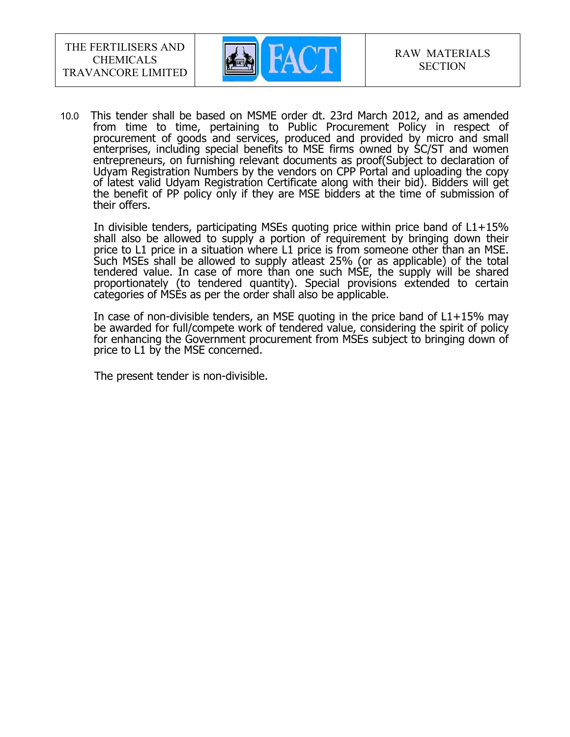10.0 This tender shall be based on MSME order dt. 23rd March 2012, and as amended from time to time, pertaining to Public Procurement Policy in respect of procurement of goods and services, produced and provided by micro and small enterprises, including special benefits to MSE firms owned by SC/ST and women entrepreneurs, on furnishing relevant documents as proof(Subject to declaration of Udyam Registration Numbers by the vendors on CPP Portal and uploading the copy of latest valid Udyam Registration Certificate along with their bid). Bidders will get the benefit of PP policy only if they are MSE bidders at the time of submission of their offers.

In divisible tenders, participating MSEs quoting price within price band of L1+15% shall also be allowed to supply a portion of requirement by bringing down their price to L1 price in a situation where L1 price is from someone other than an MSE. Such MSEs shall be allowed to supply atleast 25% (or as applicable) of the total tendered value. In case of more than one such MSE, the supply will be shared proportionately (to tendered quantity). Special provisions extended to certain categories of MSEs as per the order shall also be applicable.

In case of non-divisible tenders, an MSE quoting in the price band of L1+15% may be awarded for full/compete work of tendered value, considering the spirit of policy for enhancing the Government procurement from MSEs subject to bringing down of price to L1 by the MSE concerned.

The present tender is non-divisible.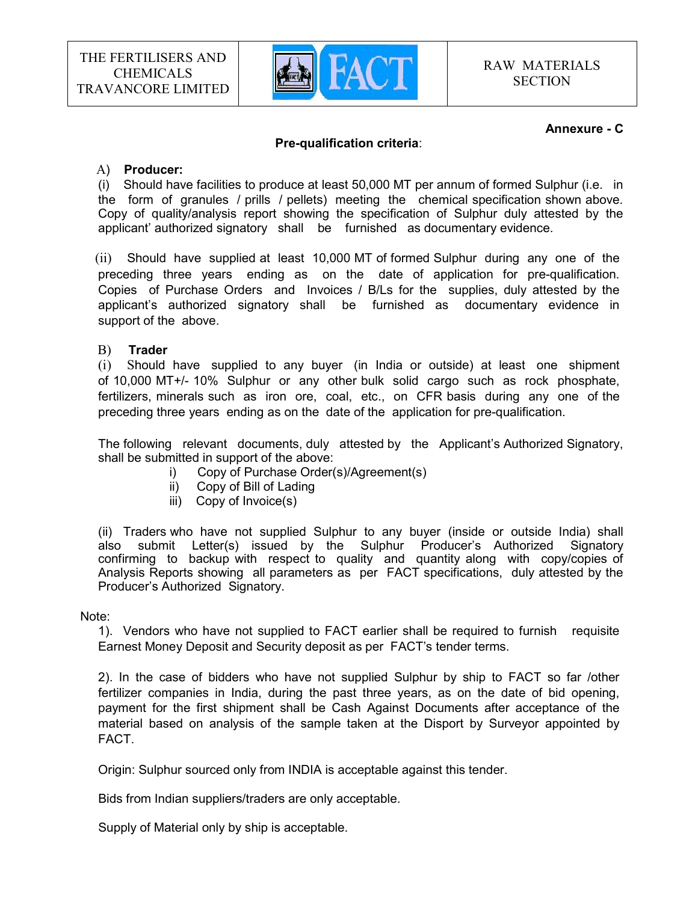| THE FERTILISERS AND CHEMICALS TRAVANCORE LIMITED | FACT | RAW MATERIALS SECTION |
| --- | --- | --- |

**Annexure - C**

**Pre-qualification criteria**:

A) **Producer:**

(i) Should have facilities to produce at least 50,000 MT per annum of formed Sulphur (i.e. in the form of granules / prills / pellets) meeting the chemical specification shown above. Copy of quality/analysis report showing the specification of Sulphur duly attested by the applicant' authorized signatory shall be furnished as documentary evidence.

(ii) Should have supplied at least 10,000 MT of formed Sulphur during any one of the preceding three years ending as on the date of application for pre-qualification. Copies of Purchase Orders and Invoices / B/Ls for the supplies, duly attested by the applicant's authorized signatory shall be furnished as documentary evidence in support of the above.

B) **Trader**

(i) Should have supplied to any buyer (in India or outside) at least one shipment of 10,000 MT+/- 10% Sulphur or any other bulk solid cargo such as rock phosphate, fertilizers, minerals such as iron ore, coal, etc., on CFR basis during any one of the preceding three years ending as on the date of the application for pre-qualification.

The following relevant documents, duly attested by the Applicant's Authorized Signatory, shall be submitted in support of the above:

i) Copy of Purchase Order(s)/Agreement(s)
ii) Copy of Bill of Lading
iii) Copy of Invoice(s)

(ii) Traders who have not supplied Sulphur to any buyer (inside or outside India) shall also submit Letter(s) issued by the Sulphur Producer's Authorized Signatory confirming to backup with respect to quality and quantity along with copy/copies of Analysis Reports showing all parameters as per FACT specifications, duly attested by the Producer's Authorized Signatory.

Note:

1). Vendors who have not supplied to FACT earlier shall be required to furnish requisite Earnest Money Deposit and Security deposit as per FACT's tender terms.

2). In the case of bidders who have not supplied Sulphur by ship to FACT so far /other fertilizer companies in India, during the past three years, as on the date of bid opening, payment for the first shipment shall be Cash Against Documents after acceptance of the material based on analysis of the sample taken at the Disport by Surveyor appointed by FACT.

Origin: Sulphur sourced only from INDIA is acceptable against this tender.

Bids from Indian suppliers/traders are only acceptable.

Supply of Material only by ship is acceptable.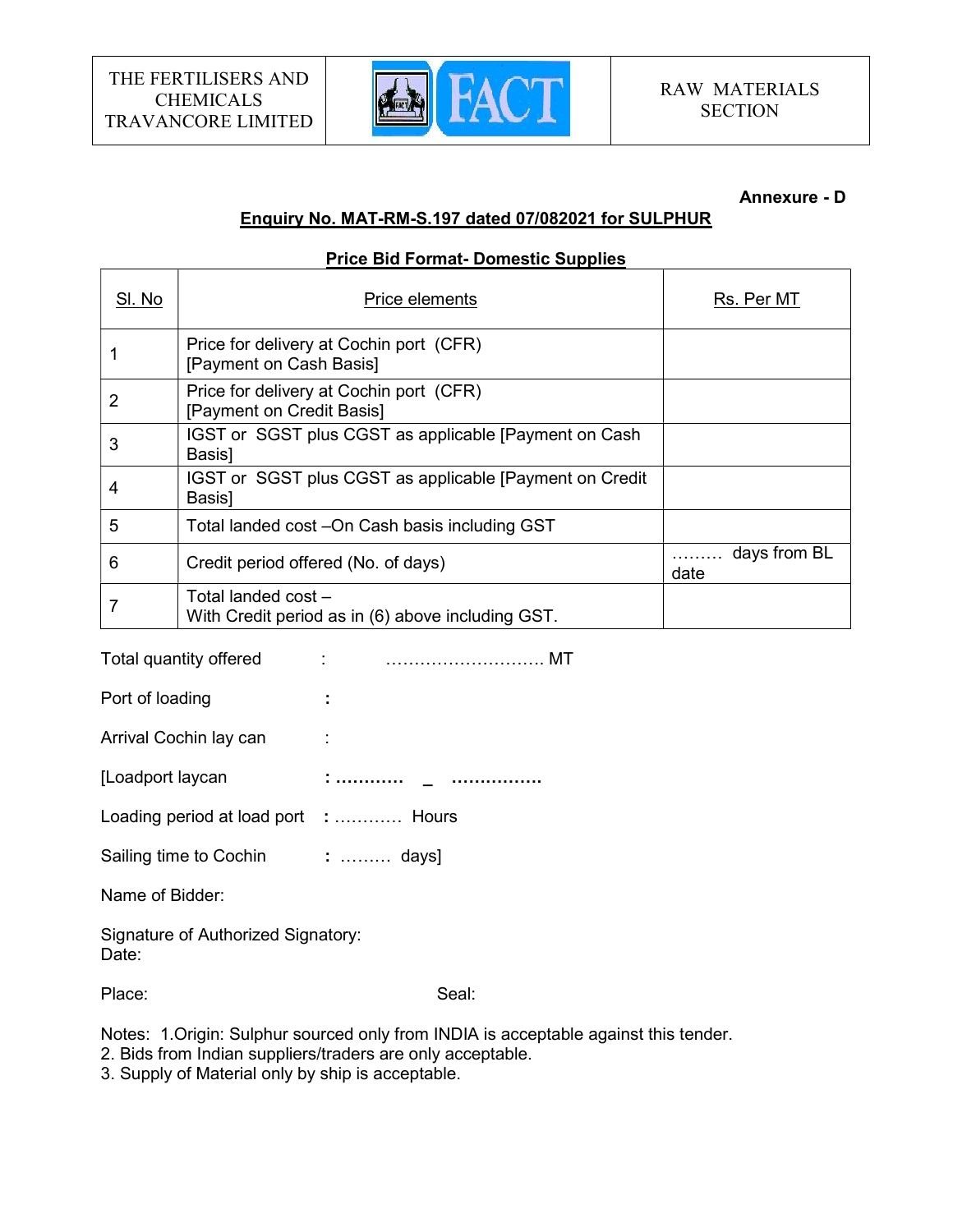| THE FERTILISERS AND CHEMICALS TRAVANCORE LIMITED | FACT | RAW MATERIALS SECTION |
|---|---|---|

**Annexure - D**

**Enquiry No. MAT-RM-S.197 dated 07/082021 for SULPHUR**

**Price Bid Format- Domestic Supplies**

| Sl. No | Price elements | Rs. Per MT |
|---|---|---|
| 1 | Price for delivery at Cochin port (CFR) [Payment on Cash Basis] | |
| 2 | Price for delivery at Cochin port (CFR) [Payment on Credit Basis] | |
| 3 | IGST or SGST plus CGST as applicable [Payment on Cash Basis] | |
| 4 | IGST or SGST plus CGST as applicable [Payment on Credit Basis] | |
| 5 | Total landed cost –On Cash basis including GST | |
| 6 | Credit period offered (No. of days) | ……… days from BL date |
| 7 | Total landed cost – With Credit period as in (6) above including GST. | |

Total quantity offered : ………………………. MT

Port of loading :

Arrival Cochin lay can :

[Loadport laycan : ………… _ …………….

Loading period at load port : ………… Hours

Sailing time to Cochin : ……… days]

Name of Bidder:

Signature of Authorized Signatory:
Date:

Place: Seal:

Notes: 1.Origin: Sulphur sourced only from INDIA is acceptable against this tender.
2. Bids from Indian suppliers/traders are only acceptable.
3. Supply of Material only by ship is acceptable.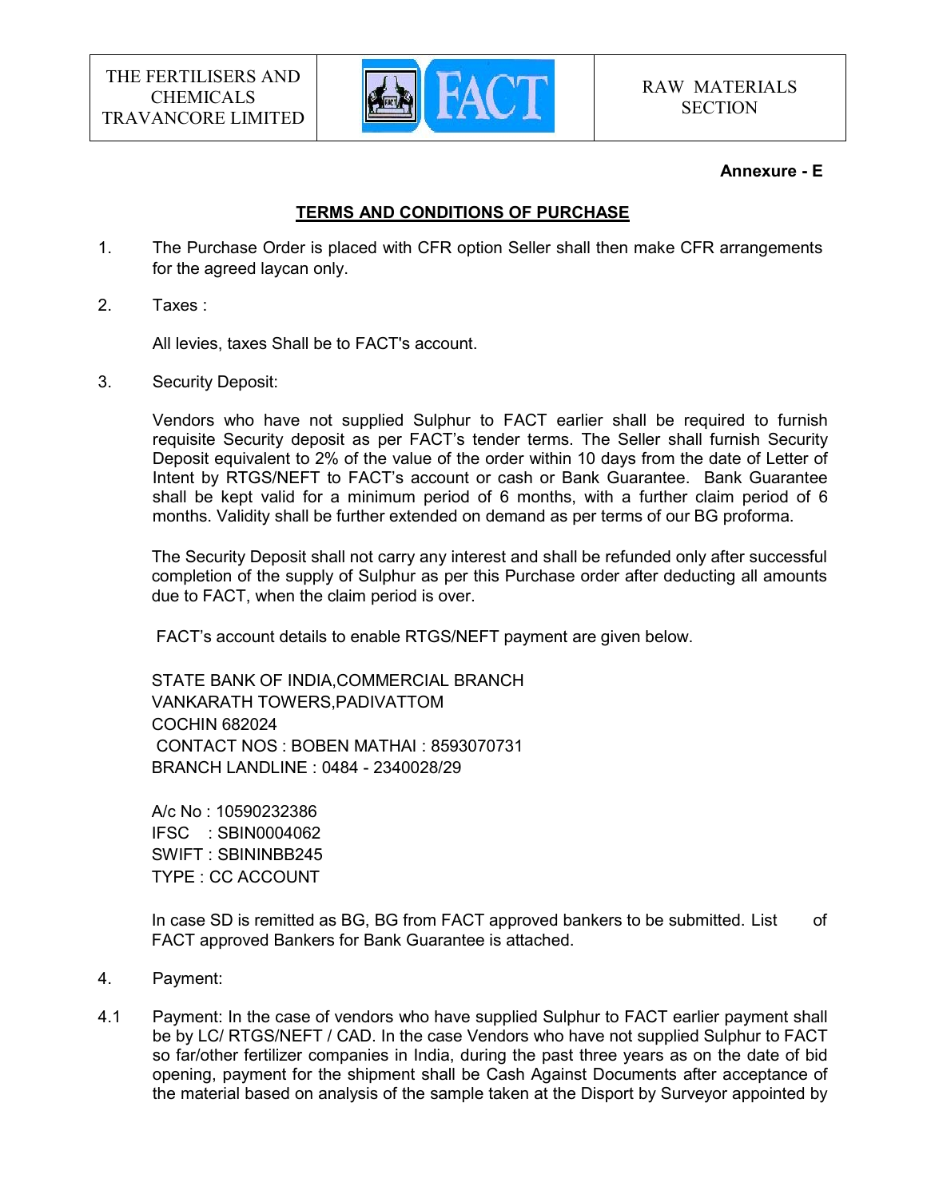| THE FERTILISERS AND CHEMICALS TRAVANCORE LIMITED | FACT | RAW MATERIALS SECTION |
|---|---|---|

**Annexure - E**

## TERMS AND CONDITIONS OF PURCHASE

1. The Purchase Order is placed with CFR option Seller shall then make CFR arrangements for the agreed laycan only.

2. Taxes :

   All levies, taxes Shall be to FACT's account.

3. Security Deposit:

   Vendors who have not supplied Sulphur to FACT earlier shall be required to furnish requisite Security deposit as per FACT's tender terms. The Seller shall furnish Security Deposit equivalent to 2% of the value of the order within 10 days from the date of Letter of Intent by RTGS/NEFT to FACT's account or cash or Bank Guarantee. Bank Guarantee shall be kept valid for a minimum period of 6 months, with a further claim period of 6 months. Validity shall be further extended on demand as per terms of our BG proforma.

   The Security Deposit shall not carry any interest and shall be refunded only after successful completion of the supply of Sulphur as per this Purchase order after deducting all amounts due to FACT, when the claim period is over.

   FACT's account details to enable RTGS/NEFT payment are given below.

   STATE BANK OF INDIA,COMMERCIAL BRANCH
   VANKARATH TOWERS,PADIVATTOM
   COCHIN 682024
   CONTACT NOS : BOBEN MATHAI : 8593070731
   BRANCH LANDLINE : 0484 - 2340028/29

   A/c No : 10590232386
   IFSC : SBIN0004062
   SWIFT : SBININBB245
   TYPE : CC ACCOUNT

   In case SD is remitted as BG, BG from FACT approved bankers to be submitted. List of FACT approved Bankers for Bank Guarantee is attached.

4. Payment:

4.1 Payment: In the case of vendors who have supplied Sulphur to FACT earlier payment shall be by LC/ RTGS/NEFT / CAD. In the case Vendors who have not supplied Sulphur to FACT so far/other fertilizer companies in India, during the past three years as on the date of bid opening, payment for the shipment shall be Cash Against Documents after acceptance of the material based on analysis of the sample taken at the Disport by Surveyor appointed by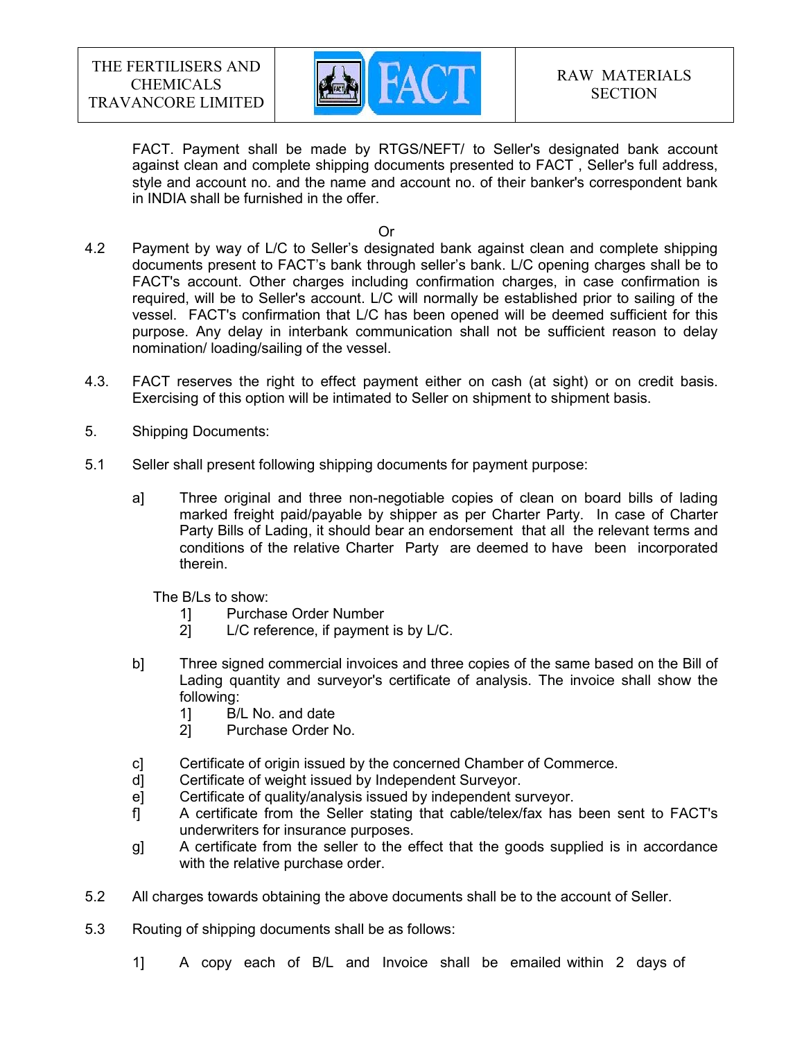FACT. Payment shall be made by RTGS/NEFT/ to Seller's designated bank account against clean and complete shipping documents presented to FACT , Seller's full address, style and account no. and the name and account no. of their banker's correspondent bank in INDIA shall be furnished in the offer.

Or

4.2 Payment by way of L/C to Seller's designated bank against clean and complete shipping documents present to FACT's bank through seller's bank. L/C opening charges shall be to FACT's account. Other charges including confirmation charges, in case confirmation is required, will be to Seller's account. L/C will normally be established prior to sailing of the vessel. FACT's confirmation that L/C has been opened will be deemed sufficient for this purpose. Any delay in interbank communication shall not be sufficient reason to delay nomination/ loading/sailing of the vessel.

4.3. FACT reserves the right to effect payment either on cash (at sight) or on credit basis. Exercising of this option will be intimated to Seller on shipment to shipment basis.

5. Shipping Documents:

5.1 Seller shall present following shipping documents for payment purpose:

a] Three original and three non-negotiable copies of clean on board bills of lading marked freight paid/payable by shipper as per Charter Party. In case of Charter Party Bills of Lading, it should bear an endorsement that all the relevant terms and conditions of the relative Charter Party are deemed to have been incorporated therein.

The B/Ls to show:

1] Purchase Order Number
2] L/C reference, if payment is by L/C.

b] Three signed commercial invoices and three copies of the same based on the Bill of Lading quantity and surveyor's certificate of analysis. The invoice shall show the following:

1] B/L No. and date
2] Purchase Order No.

c] Certificate of origin issued by the concerned Chamber of Commerce.

d] Certificate of weight issued by Independent Surveyor.

e] Certificate of quality/analysis issued by independent surveyor.

f] A certificate from the Seller stating that cable/telex/fax has been sent to FACT's underwriters for insurance purposes.

g] A certificate from the seller to the effect that the goods supplied is in accordance with the relative purchase order.

5.2 All charges towards obtaining the above documents shall be to the account of Seller.

5.3 Routing of shipping documents shall be as follows:

1] A copy each of B/L and Invoice shall be emailed within 2 days of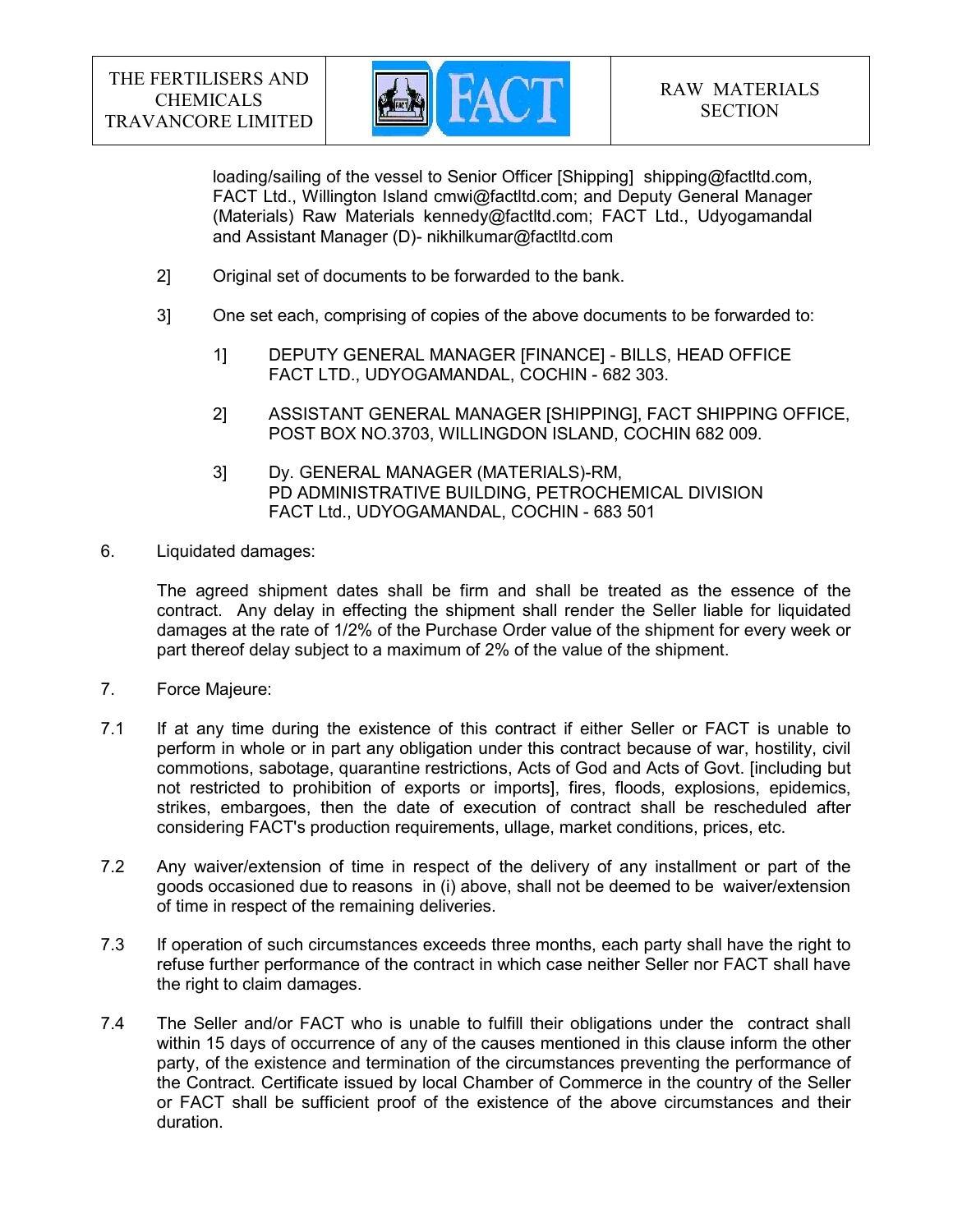loading/sailing of the vessel to Senior Officer [Shipping] shipping@factltd.com, FACT Ltd., Willington Island cmwi@factltd.com; and Deputy General Manager (Materials) Raw Materials kennedy@factltd.com; FACT Ltd., Udyogamandal and Assistant Manager (D)- nikhilkumar@factltd.com

2] Original set of documents to be forwarded to the bank.

3] One set each, comprising of copies of the above documents to be forwarded to:

1] DEPUTY GENERAL MANAGER [FINANCE] - BILLS, HEAD OFFICE FACT LTD., UDYOGAMANDAL, COCHIN - 682 303.

2] ASSISTANT GENERAL MANAGER [SHIPPING], FACT SHIPPING OFFICE, POST BOX NO.3703, WILLINGDON ISLAND, COCHIN 682 009.

3] Dy. GENERAL MANAGER (MATERIALS)-RM, PD ADMINISTRATIVE BUILDING, PETROCHEMICAL DIVISION FACT Ltd., UDYOGAMANDAL, COCHIN - 683 501

6. Liquidated damages:

The agreed shipment dates shall be firm and shall be treated as the essence of the contract. Any delay in effecting the shipment shall render the Seller liable for liquidated damages at the rate of 1/2% of the Purchase Order value of the shipment for every week or part thereof delay subject to a maximum of 2% of the value of the shipment.

7. Force Majeure:

7.1 If at any time during the existence of this contract if either Seller or FACT is unable to perform in whole or in part any obligation under this contract because of war, hostility, civil commotions, sabotage, quarantine restrictions, Acts of God and Acts of Govt. [including but not restricted to prohibition of exports or imports], fires, floods, explosions, epidemics, strikes, embargoes, then the date of execution of contract shall be rescheduled after considering FACT's production requirements, ullage, market conditions, prices, etc.

7.2 Any waiver/extension of time in respect of the delivery of any installment or part of the goods occasioned due to reasons in (i) above, shall not be deemed to be waiver/extension of time in respect of the remaining deliveries.

7.3 If operation of such circumstances exceeds three months, each party shall have the right to refuse further performance of the contract in which case neither Seller nor FACT shall have the right to claim damages.

7.4 The Seller and/or FACT who is unable to fulfill their obligations under the contract shall within 15 days of occurrence of any of the causes mentioned in this clause inform the other party, of the existence and termination of the circumstances preventing the performance of the Contract. Certificate issued by local Chamber of Commerce in the country of the Seller or FACT shall be sufficient proof of the existence of the above circumstances and their duration.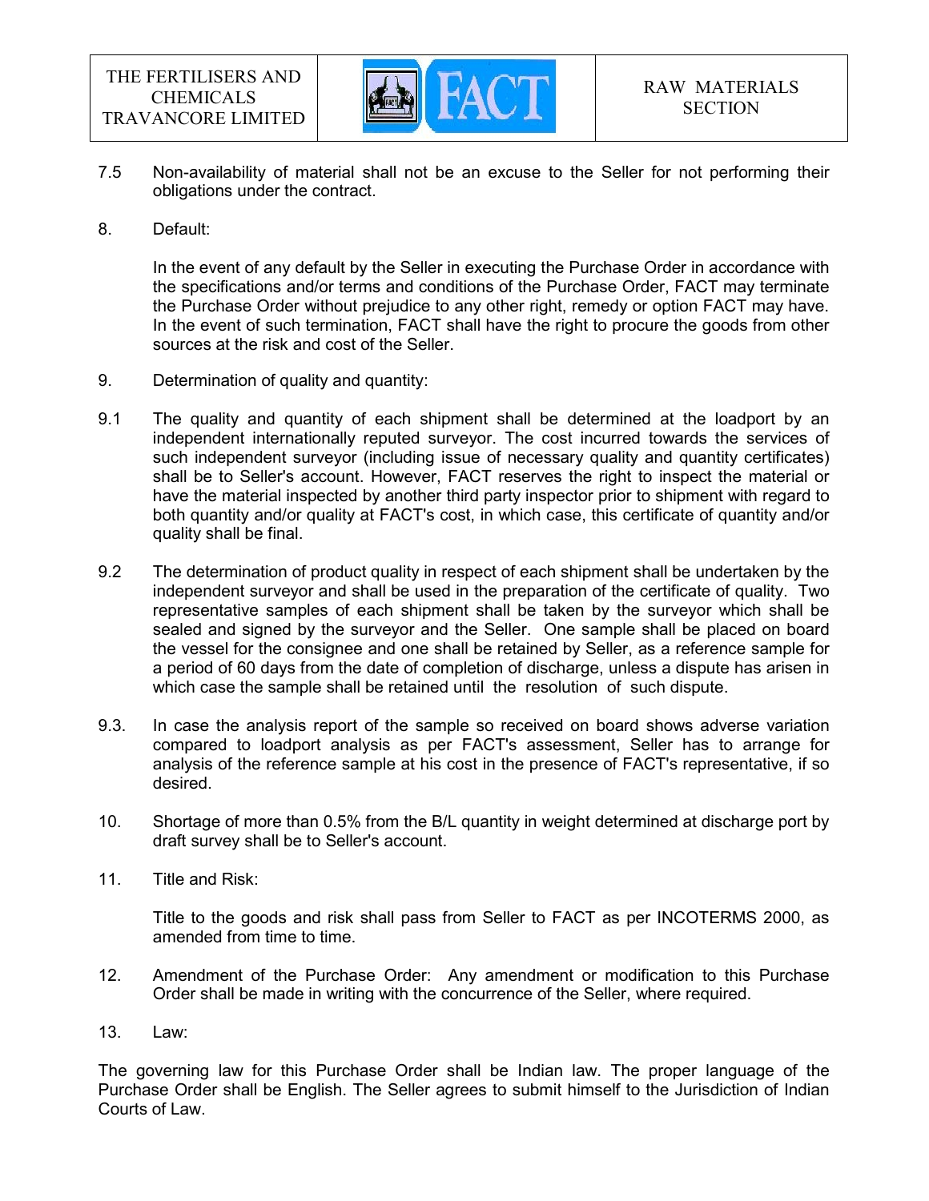7.5 Non-availability of material shall not be an excuse to the Seller for not performing their obligations under the contract.

8. Default:

In the event of any default by the Seller in executing the Purchase Order in accordance with the specifications and/or terms and conditions of the Purchase Order, FACT may terminate the Purchase Order without prejudice to any other right, remedy or option FACT may have. In the event of such termination, FACT shall have the right to procure the goods from other sources at the risk and cost of the Seller.

9. Determination of quality and quantity:

9.1 The quality and quantity of each shipment shall be determined at the loadport by an independent internationally reputed surveyor. The cost incurred towards the services of such independent surveyor (including issue of necessary quality and quantity certificates) shall be to Seller's account. However, FACT reserves the right to inspect the material or have the material inspected by another third party inspector prior to shipment with regard to both quantity and/or quality at FACT's cost, in which case, this certificate of quantity and/or quality shall be final.

9.2 The determination of product quality in respect of each shipment shall be undertaken by the independent surveyor and shall be used in the preparation of the certificate of quality. Two representative samples of each shipment shall be taken by the surveyor which shall be sealed and signed by the surveyor and the Seller. One sample shall be placed on board the vessel for the consignee and one shall be retained by Seller, as a reference sample for a period of 60 days from the date of completion of discharge, unless a dispute has arisen in which case the sample shall be retained until the resolution of such dispute.

9.3. In case the analysis report of the sample so received on board shows adverse variation compared to loadport analysis as per FACT's assessment, Seller has to arrange for analysis of the reference sample at his cost in the presence of FACT's representative, if so desired.

10. Shortage of more than 0.5% from the B/L quantity in weight determined at discharge port by draft survey shall be to Seller's account.

11. Title and Risk:

Title to the goods and risk shall pass from Seller to FACT as per INCOTERMS 2000, as amended from time to time.

12. Amendment of the Purchase Order: Any amendment or modification to this Purchase Order shall be made in writing with the concurrence of the Seller, where required.

13. Law:

The governing law for this Purchase Order shall be Indian law. The proper language of the Purchase Order shall be English. The Seller agrees to submit himself to the Jurisdiction of Indian Courts of Law.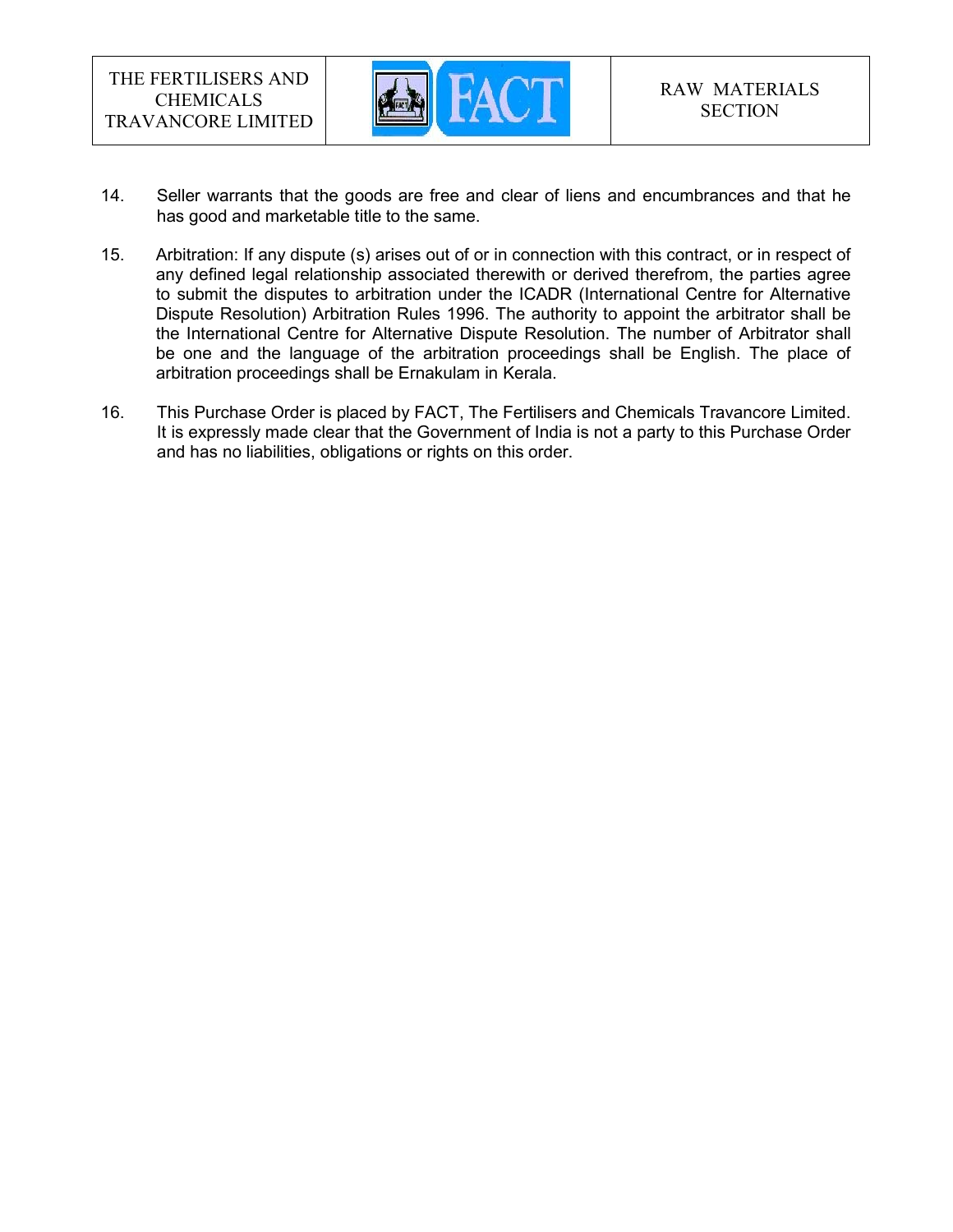14. Seller warrants that the goods are free and clear of liens and encumbrances and that he has good and marketable title to the same.

15. Arbitration: If any dispute (s) arises out of or in connection with this contract, or in respect of any defined legal relationship associated therewith or derived therefrom, the parties agree to submit the disputes to arbitration under the ICADR (International Centre for Alternative Dispute Resolution) Arbitration Rules 1996. The authority to appoint the arbitrator shall be the International Centre for Alternative Dispute Resolution. The number of Arbitrator shall be one and the language of the arbitration proceedings shall be English. The place of arbitration proceedings shall be Ernakulam in Kerala.

16. This Purchase Order is placed by FACT, The Fertilisers and Chemicals Travancore Limited. It is expressly made clear that the Government of India is not a party to this Purchase Order and has no liabilities, obligations or rights on this order.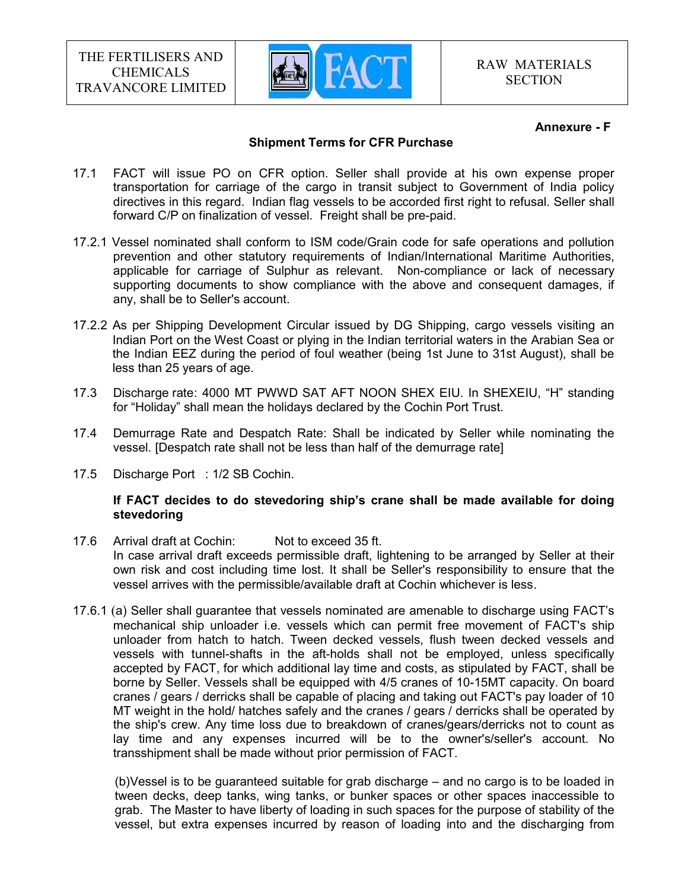**Annexure - F**

**Shipment Terms for CFR Purchase**

17.1 FACT will issue PO on CFR option. Seller shall provide at his own expense proper transportation for carriage of the cargo in transit subject to Government of India policy directives in this regard. Indian flag vessels to be accorded first right to refusal. Seller shall forward C/P on finalization of vessel. Freight shall be pre-paid.

17.2.1 Vessel nominated shall conform to ISM code/Grain code for safe operations and pollution prevention and other statutory requirements of Indian/International Maritime Authorities, applicable for carriage of Sulphur as relevant. Non-compliance or lack of necessary supporting documents to show compliance with the above and consequent damages, if any, shall be to Seller's account.

17.2.2 As per Shipping Development Circular issued by DG Shipping, cargo vessels visiting an Indian Port on the West Coast or plying in the Indian territorial waters in the Arabian Sea or the Indian EEZ during the period of foul weather (being 1st June to 31st August), shall be less than 25 years of age.

17.3 Discharge rate: 4000 MT PWWD SAT AFT NOON SHEX EIU. In SHEXEIU, "H" standing for "Holiday" shall mean the holidays declared by the Cochin Port Trust.

17.4 Demurrage Rate and Despatch Rate: Shall be indicated by Seller while nominating the vessel. [Despatch rate shall not be less than half of the demurrage rate]

17.5 Discharge Port : 1/2 SB Cochin.

**If FACT decides to do stevedoring ship's crane shall be made available for doing stevedoring**

17.6 Arrival draft at Cochin: Not to exceed 35 ft.
In case arrival draft exceeds permissible draft, lightening to be arranged by Seller at their own risk and cost including time lost. It shall be Seller's responsibility to ensure that the vessel arrives with the permissible/available draft at Cochin whichever is less.

17.6.1 (a) Seller shall guarantee that vessels nominated are amenable to discharge using FACT's mechanical ship unloader i.e. vessels which can permit free movement of FACT's ship unloader from hatch to hatch. Tween decked vessels, flush tween decked vessels and vessels with tunnel-shafts in the aft-holds shall not be employed, unless specifically accepted by FACT, for which additional lay time and costs, as stipulated by FACT, shall be borne by Seller. Vessels shall be equipped with 4/5 cranes of 10-15MT capacity. On board cranes / gears / derricks shall be capable of placing and taking out FACT's pay loader of 10 MT weight in the hold/ hatches safely and the cranes / gears / derricks shall be operated by the ship's crew. Any time loss due to breakdown of cranes/gears/derricks not to count as lay time and any expenses incurred will be to the owner's/seller's account. No transshipment shall be made without prior permission of FACT.

(b) Vessel is to be guaranteed suitable for grab discharge – and no cargo is to be loaded in tween decks, deep tanks, wing tanks, or bunker spaces or other spaces inaccessible to grab. The Master to have liberty of loading in such spaces for the purpose of stability of the vessel, but extra expenses incurred by reason of loading into and the discharging from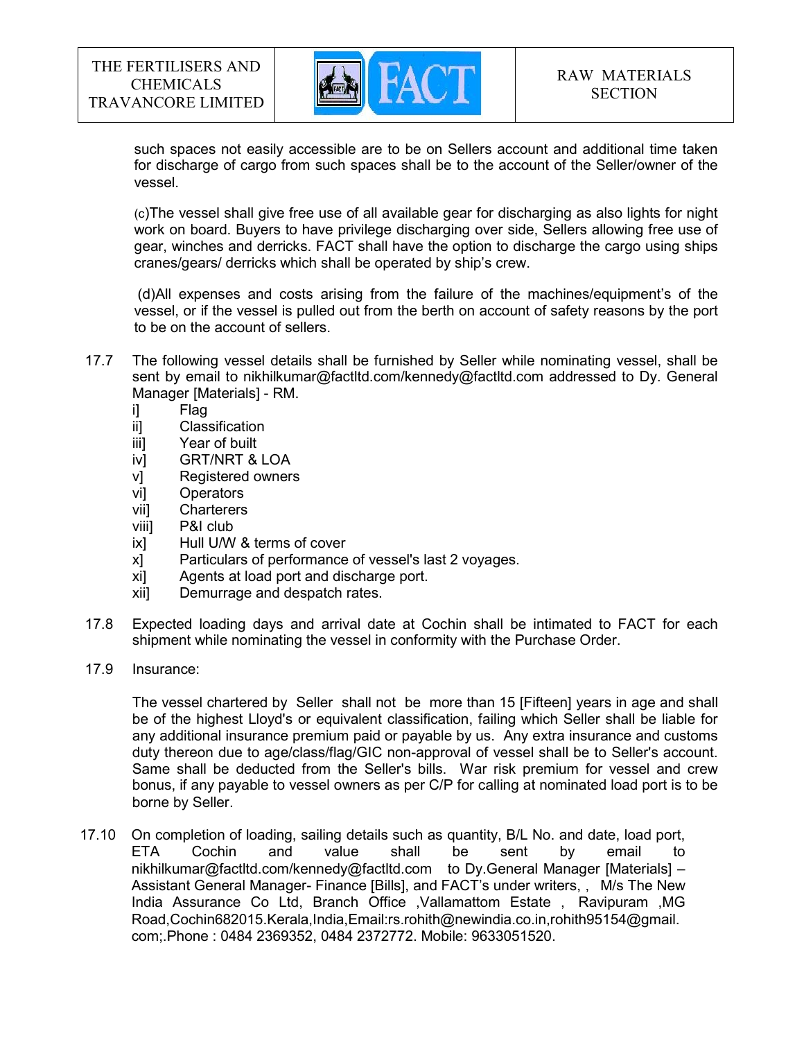such spaces not easily accessible are to be on Sellers account and additional time taken for discharge of cargo from such spaces shall be to the account of the Seller/owner of the vessel.

(c)The vessel shall give free use of all available gear for discharging as also lights for night work on board. Buyers to have privilege discharging over side, Sellers allowing free use of gear, winches and derricks. FACT shall have the option to discharge the cargo using ships cranes/gears/ derricks which shall be operated by ship's crew.

(d)All expenses and costs arising from the failure of the machines/equipment's of the vessel, or if the vessel is pulled out from the berth on account of safety reasons by the port to be on the account of sellers.

17.7 The following vessel details shall be furnished by Seller while nominating vessel, shall be sent by email to nikhilkumar@factltd.com/kennedy@factltd.com addressed to Dy. General Manager [Materials] - RM.

- i] Flag
- ii] Classification
- iii] Year of built
- iv] GRT/NRT & LOA
- v] Registered owners
- vi] Operators
- vii] Charterers
- viii] P&I club
- ix] Hull U/W & terms of cover
- x] Particulars of performance of vessel's last 2 voyages.
- xi] Agents at load port and discharge port.
- xii] Demurrage and despatch rates.

17.8 Expected loading days and arrival date at Cochin shall be intimated to FACT for each shipment while nominating the vessel in conformity with the Purchase Order.

17.9 Insurance:

The vessel chartered by Seller shall not be more than 15 [Fifteen] years in age and shall be of the highest Lloyd's or equivalent classification, failing which Seller shall be liable for any additional insurance premium paid or payable by us. Any extra insurance and customs duty thereon due to age/class/flag/GIC non-approval of vessel shall be to Seller's account. Same shall be deducted from the Seller's bills. War risk premium for vessel and crew bonus, if any payable to vessel owners as per C/P for calling at nominated load port is to be borne by Seller.

17.10 On completion of loading, sailing details such as quantity, B/L No. and date, load port, ETA Cochin and value shall be sent by email to nikhilkumar@factltd.com/kennedy@factltd.com to Dy.General Manager [Materials] – Assistant General Manager- Finance [Bills], and FACT's under writers, , M/s The New India Assurance Co Ltd, Branch Office ,Vallamattom Estate , Ravipuram ,MG Road,Cochin682015.Kerala,India,Email:rs.rohith@newindia.co.in,rohith95154@gmail.com;.Phone : 0484 2369352, 0484 2372772. Mobile: 9633051520.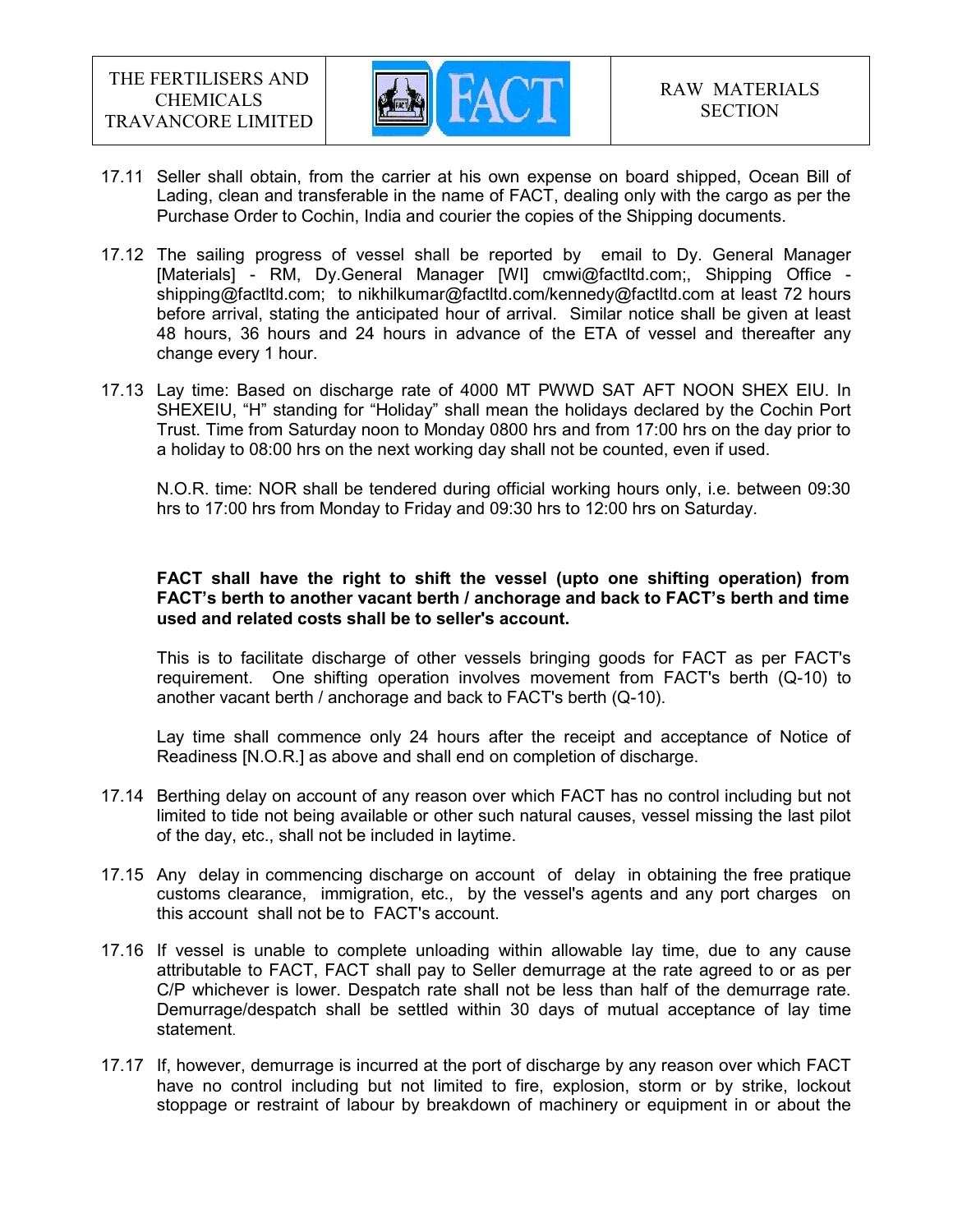17.11 Seller shall obtain, from the carrier at his own expense on board shipped, Ocean Bill of Lading, clean and transferable in the name of FACT, dealing only with the cargo as per the Purchase Order to Cochin, India and courier the copies of the Shipping documents.

17.12 The sailing progress of vessel shall be reported by email to Dy. General Manager [Materials] - RM, Dy.General Manager [WI] cmwi@factltd.com;, Shipping Office - shipping@factltd.com; to nikhilkumar@factltd.com/kennedy@factltd.com at least 72 hours before arrival, stating the anticipated hour of arrival. Similar notice shall be given at least 48 hours, 36 hours and 24 hours in advance of the ETA of vessel and thereafter any change every 1 hour.

17.13 Lay time: Based on discharge rate of 4000 MT PWWD SAT AFT NOON SHEX EIU. In SHEXEIU, "H" standing for "Holiday" shall mean the holidays declared by the Cochin Port Trust. Time from Saturday noon to Monday 0800 hrs and from 17:00 hrs on the day prior to a holiday to 08:00 hrs on the next working day shall not be counted, even if used.

N.O.R. time: NOR shall be tendered during official working hours only, i.e. between 09:30 hrs to 17:00 hrs from Monday to Friday and 09:30 hrs to 12:00 hrs on Saturday.

**FACT shall have the right to shift the vessel (upto one shifting operation) from FACT's berth to another vacant berth / anchorage and back to FACT's berth and time used and related costs shall be to seller's account.**

This is to facilitate discharge of other vessels bringing goods for FACT as per FACT's requirement. One shifting operation involves movement from FACT's berth (Q-10) to another vacant berth / anchorage and back to FACT's berth (Q-10).

Lay time shall commence only 24 hours after the receipt and acceptance of Notice of Readiness [N.O.R.] as above and shall end on completion of discharge.

17.14 Berthing delay on account of any reason over which FACT has no control including but not limited to tide not being available or other such natural causes, vessel missing the last pilot of the day, etc., shall not be included in laytime.

17.15 Any delay in commencing discharge on account of delay in obtaining the free pratique customs clearance, immigration, etc., by the vessel's agents and any port charges on this account shall not be to FACT's account.

17.16 If vessel is unable to complete unloading within allowable lay time, due to any cause attributable to FACT, FACT shall pay to Seller demurrage at the rate agreed to or as per C/P whichever is lower. Despatch rate shall not be less than half of the demurrage rate. Demurrage/despatch shall be settled within 30 days of mutual acceptance of lay time statement.

17.17 If, however, demurrage is incurred at the port of discharge by any reason over which FACT have no control including but not limited to fire, explosion, storm or by strike, lockout stoppage or restraint of labour by breakdown of machinery or equipment in or about the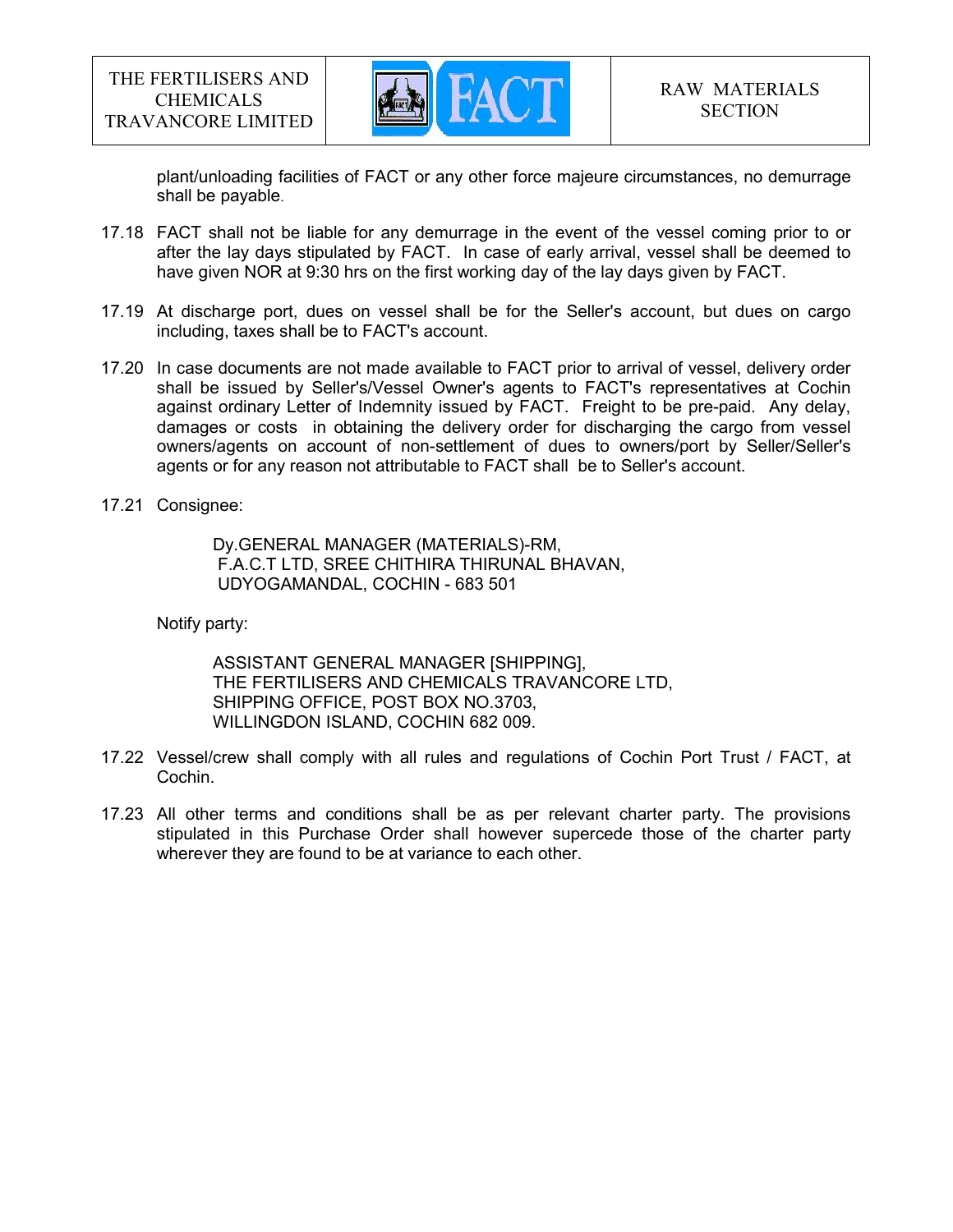plant/unloading facilities of FACT or any other force majeure circumstances, no demurrage shall be payable.

17.18 FACT shall not be liable for any demurrage in the event of the vessel coming prior to or after the lay days stipulated by FACT. In case of early arrival, vessel shall be deemed to have given NOR at 9:30 hrs on the first working day of the lay days given by FACT.

17.19 At discharge port, dues on vessel shall be for the Seller's account, but dues on cargo including, taxes shall be to FACT's account.

17.20 In case documents are not made available to FACT prior to arrival of vessel, delivery order shall be issued by Seller's/Vessel Owner's agents to FACT's representatives at Cochin against ordinary Letter of Indemnity issued by FACT. Freight to be pre-paid. Any delay, damages or costs in obtaining the delivery order for discharging the cargo from vessel owners/agents on account of non-settlement of dues to owners/port by Seller/Seller's agents or for any reason not attributable to FACT shall be to Seller's account.

17.21 Consignee:

Dy.GENERAL MANAGER (MATERIALS)-RM,
F.A.C.T LTD, SREE CHITHIRA THIRUNAL BHAVAN,
UDYOGAMANDAL, COCHIN - 683 501

Notify party:

ASSISTANT GENERAL MANAGER [SHIPPING],
THE FERTILISERS AND CHEMICALS TRAVANCORE LTD,
SHIPPING OFFICE, POST BOX NO.3703,
WILLINGDON ISLAND, COCHIN 682 009.

17.22 Vessel/crew shall comply with all rules and regulations of Cochin Port Trust / FACT, at Cochin.

17.23 All other terms and conditions shall be as per relevant charter party. The provisions stipulated in this Purchase Order shall however supercede those of the charter party wherever they are found to be at variance to each other.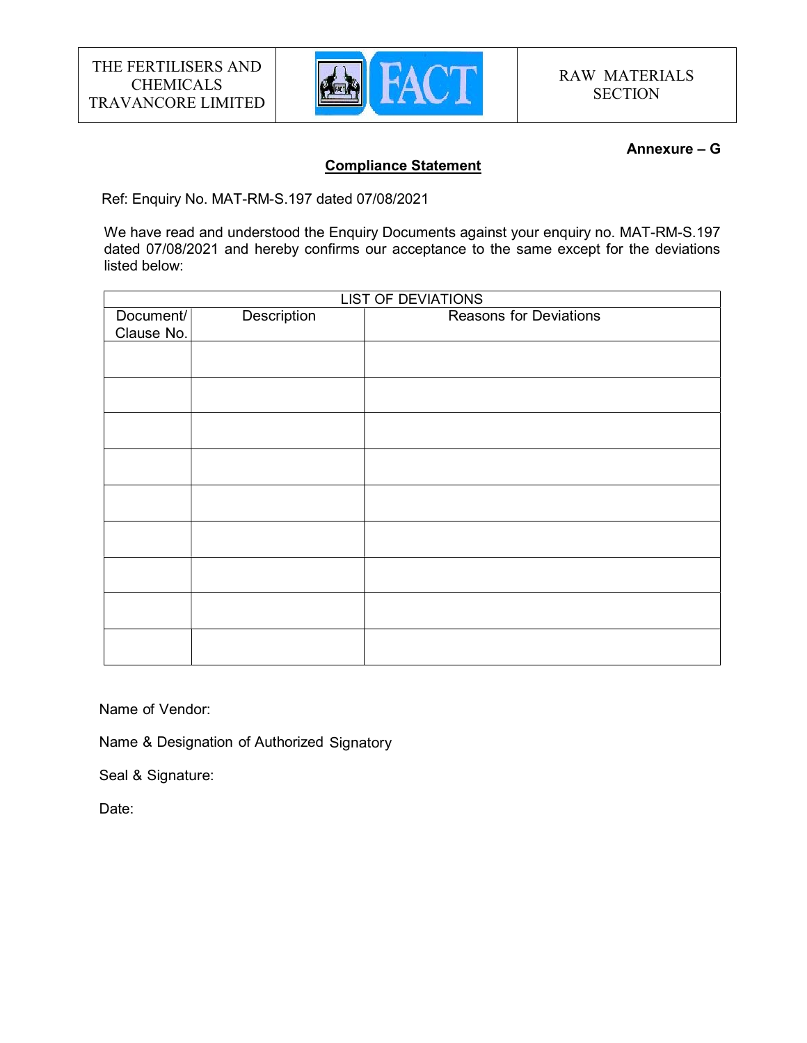| THE FERTILISERS AND CHEMICALS TRAVANCORE LIMITED | FACT | RAW MATERIALS SECTION |
|---|---|---|

**Annexure – G**

## Compliance Statement

Ref: Enquiry No. MAT-RM-S.197 dated 07/08/2021

We have read and understood the Enquiry Documents against your enquiry no. MAT-RM-S.197 dated 07/08/2021 and hereby confirms our acceptance to the same except for the deviations listed below:

| LIST OF DEVIATIONS | | |
|---|---|---|
| Document/ Clause No. | Description | Reasons for Deviations |
| | | |
| | | |
| | | |
| | | |
| | | |
| | | |
| | | |
| | | |
| | | |

Name of Vendor:

Name & Designation of Authorized Signatory

Seal & Signature:

Date: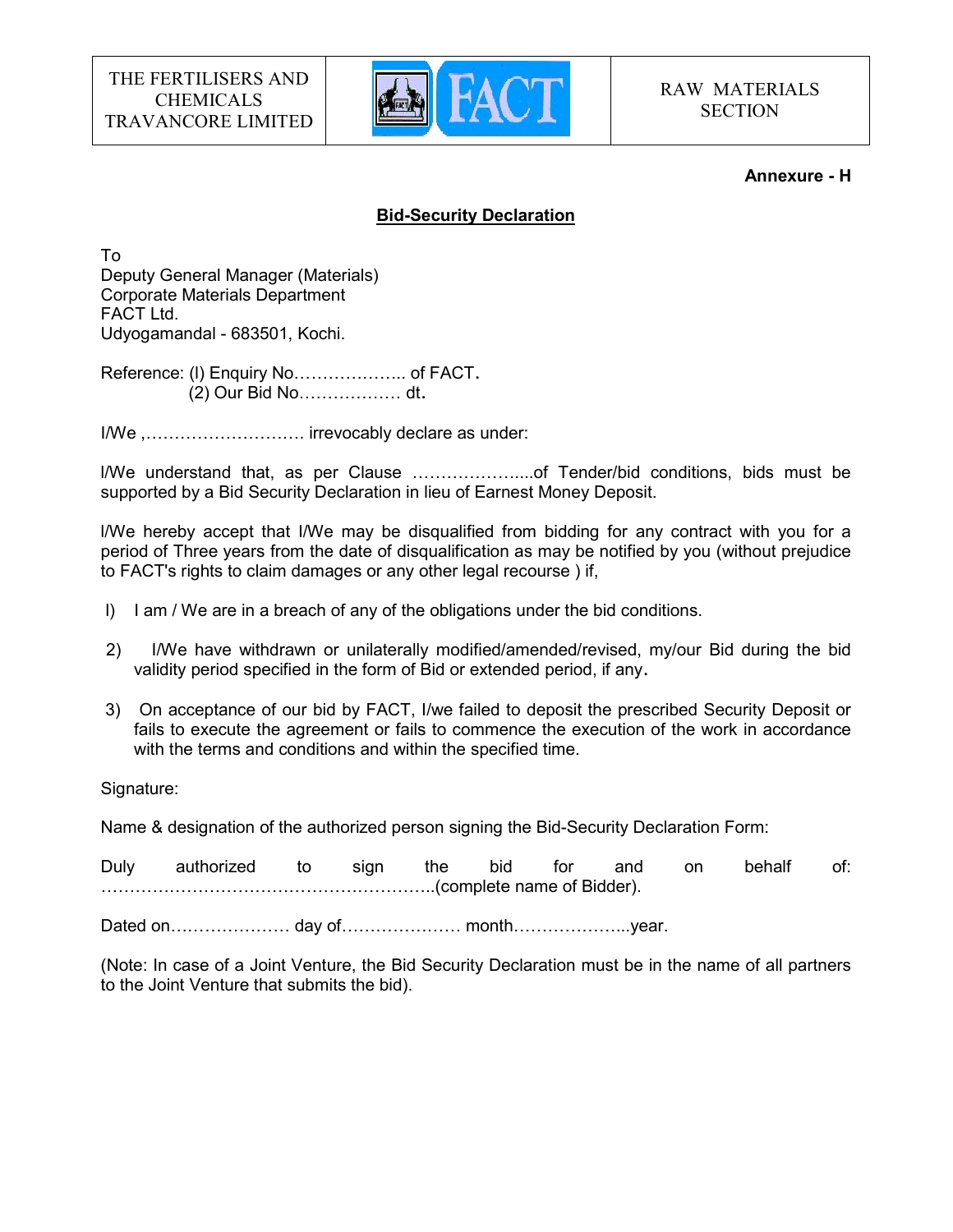| THE FERTILISERS AND CHEMICALS TRAVANCORE LIMITED | FACT | RAW MATERIALS SECTION |
| --- | --- | --- |

**Annexure - H**

## Bid-Security Declaration

To
Deputy General Manager (Materials)
Corporate Materials Department
FACT Ltd.
Udyogamandal - 683501, Kochi.

Reference: (l) Enquiry No……………….. of FACT.
(2) Our Bid No……………… dt.

I/We ,………………………. irrevocably declare as under:

I/We understand that, as per Clause ………………....of Tender/bid conditions, bids must be supported by a Bid Security Declaration in lieu of Earnest Money Deposit.

I/We hereby accept that I/We may be disqualified from bidding for any contract with you for a period of Three years from the date of disqualification as may be notified by you (without prejudice to FACT's rights to claim damages or any other legal recourse ) if,

l) I am / We are in a breach of any of the obligations under the bid conditions.

2) I/We have withdrawn or unilaterally modified/amended/revised, my/our Bid during the bid validity period specified in the form of Bid or extended period, if any.

3) On acceptance of our bid by FACT, I/we failed to deposit the prescribed Security Deposit or fails to execute the agreement or fails to commence the execution of the work in accordance with the terms and conditions and within the specified time.

Signature:

Name & designation of the authorized person signing the Bid-Security Declaration Form:

Duly authorized to sign the bid for and on behalf of: …………………………………………………..(complete name of Bidder).

Dated on………………… day of………………… month………………...year.

(Note: In case of a Joint Venture, the Bid Security Declaration must be in the name of all partners to the Joint Venture that submits the bid).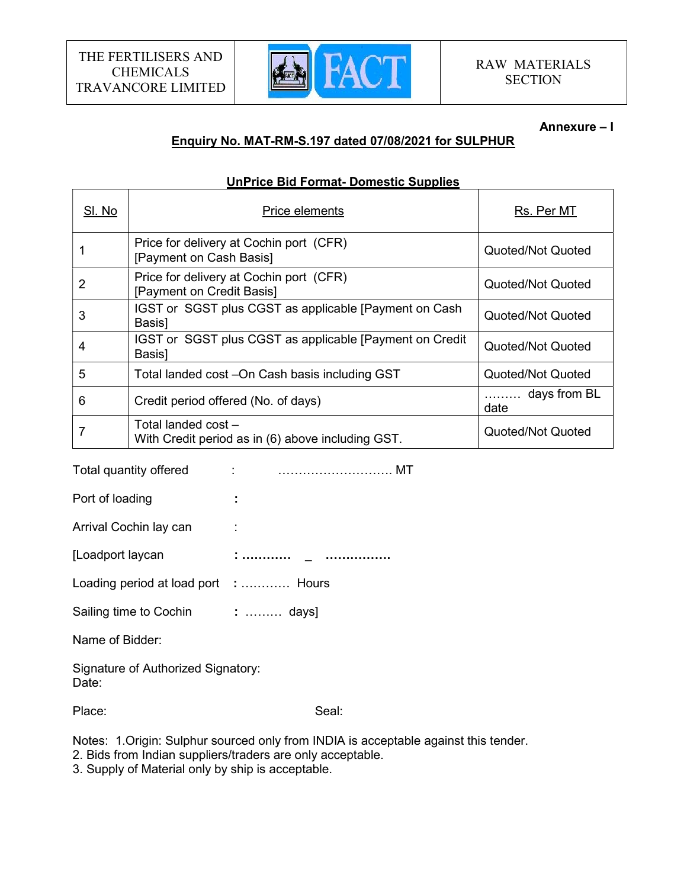| THE FERTILISERS AND CHEMICALS TRAVANCORE LIMITED | FACT | RAW MATERIALS SECTION |
|---|---|---|

**Annexure – I**

**Enquiry No. MAT-RM-S.197 dated 07/08/2021 for SULPHUR**

**UnPrice Bid Format- Domestic Supplies**

| Sl. No | Price elements | Rs. Per MT |
|---|---|---|
| 1 | Price for delivery at Cochin port (CFR) [Payment on Cash Basis] | Quoted/Not Quoted |
| 2 | Price for delivery at Cochin port (CFR) [Payment on Credit Basis] | Quoted/Not Quoted |
| 3 | IGST or SGST plus CGST as applicable [Payment on Cash Basis] | Quoted/Not Quoted |
| 4 | IGST or SGST plus CGST as applicable [Payment on Credit Basis] | Quoted/Not Quoted |
| 5 | Total landed cost –On Cash basis including GST | Quoted/Not Quoted |
| 6 | Credit period offered (No. of days) | ……… days from BL date |
| 7 | Total landed cost – With Credit period as in (6) above including GST. | Quoted/Not Quoted |

Total quantity offered : ………………………. MT

Port of loading :

Arrival Cochin lay can :

[Loadport laycan : ………… _ …………….

Loading period at load port : ………… Hours

Sailing time to Cochin : ……… days]

Name of Bidder:

Signature of Authorized Signatory:
Date:

Place: Seal:

Notes: 1.Origin: Sulphur sourced only from INDIA is acceptable against this tender.
2. Bids from Indian suppliers/traders are only acceptable.
3. Supply of Material only by ship is acceptable.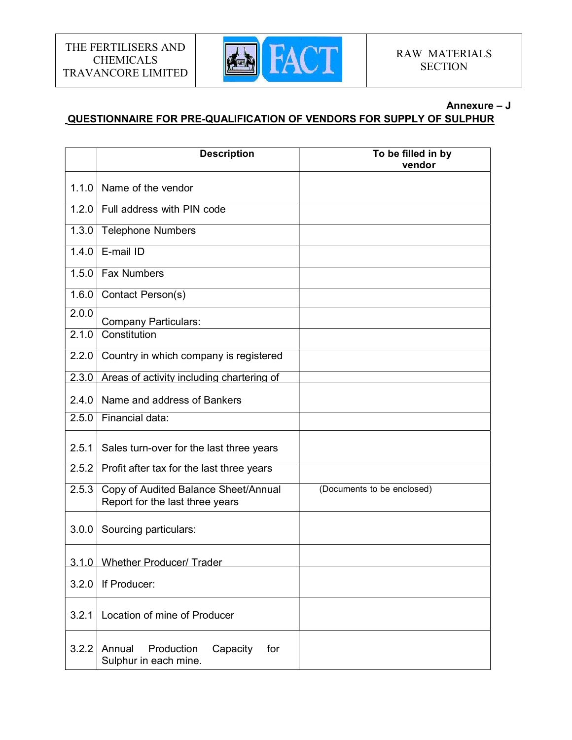| THE FERTILISERS AND CHEMICALS TRAVANCORE LIMITED | FACT | RAW MATERIALS SECTION |
|---|---|---|

**Annexure – J**

## QUESTIONNAIRE FOR PRE-QUALIFICATION OF VENDORS FOR SUPPLY OF SULPHUR

| | Description | To be filled in by vendor |
|---|---|---|
| 1.1.0 | Name of the vendor | |
| 1.2.0 | Full address with PIN code | |
| 1.3.0 | Telephone Numbers | |
| 1.4.0 | E-mail ID | |
| 1.5.0 | Fax Numbers | |
| 1.6.0 | Contact Person(s) | |
| 2.0.0 | Company Particulars: | |
| 2.1.0 | Constitution | |
| 2.2.0 | Country in which company is registered | |
| 2.3.0 | Areas of activity including chartering of | |
| 2.4.0 | Name and address of Bankers | |
| 2.5.0 | Financial data: | |
| 2.5.1 | Sales turn-over for the last three years | |
| 2.5.2 | Profit after tax for the last three years | |
| 2.5.3 | Copy of Audited Balance Sheet/Annual Report for the last three years | (Documents to be enclosed) |
| 3.0.0 | Sourcing particulars: | |
| 3.1.0 | Whether Producer/ Trader | |
| 3.2.0 | If Producer: | |
| 3.2.1 | Location of mine of Producer | |
| 3.2.2 | Annual Production Capacity for Sulphur in each mine. | |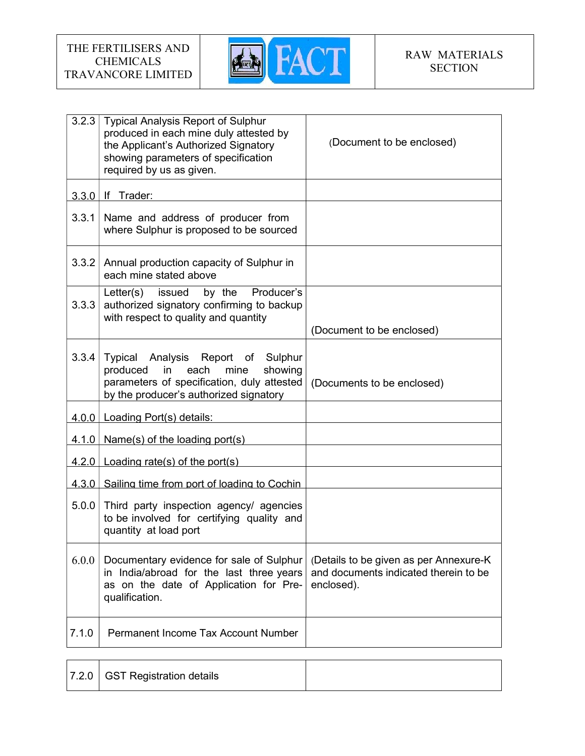| | | |
|---|---|---|
| 3.2.3 | Typical Analysis Report of Sulphur produced in each mine duly attested by the Applicant's Authorized Signatory showing parameters of specification required by us as given. | (Document to be enclosed) |
| 3.3.0 | If Trader: | |
| 3.3.1 | Name and address of producer from where Sulphur is proposed to be sourced | |
| 3.3.2 | Annual production capacity of Sulphur in each mine stated above | |
| 3.3.3 | Letter(s) issued by the Producer's authorized signatory confirming to backup with respect to quality and quantity | (Document to be enclosed) |
| 3.3.4 | Typical Analysis Report of Sulphur produced in each mine showing parameters of specification, duly attested by the producer's authorized signatory | (Documents to be enclosed) |
| 4.0.0 | Loading Port(s) details: | |
| 4.1.0 | Name(s) of the loading port(s) | |
| 4.2.0 | Loading rate(s) of the port(s) | |
| 4.3.0 | Sailing time from port of loading to Cochin | |
| 5.0.0 | Third party inspection agency/ agencies to be involved for certifying quality and quantity at load port | |
| 6.0.0 | Documentary evidence for sale of Sulphur in India/abroad for the last three years as on the date of Application for Pre-qualification. | (Details to be given as per Annexure-K and documents indicated therein to be enclosed). |
| 7.1.0 | Permanent Income Tax Account Number | |
| 7.2.0 | GST Registration details | |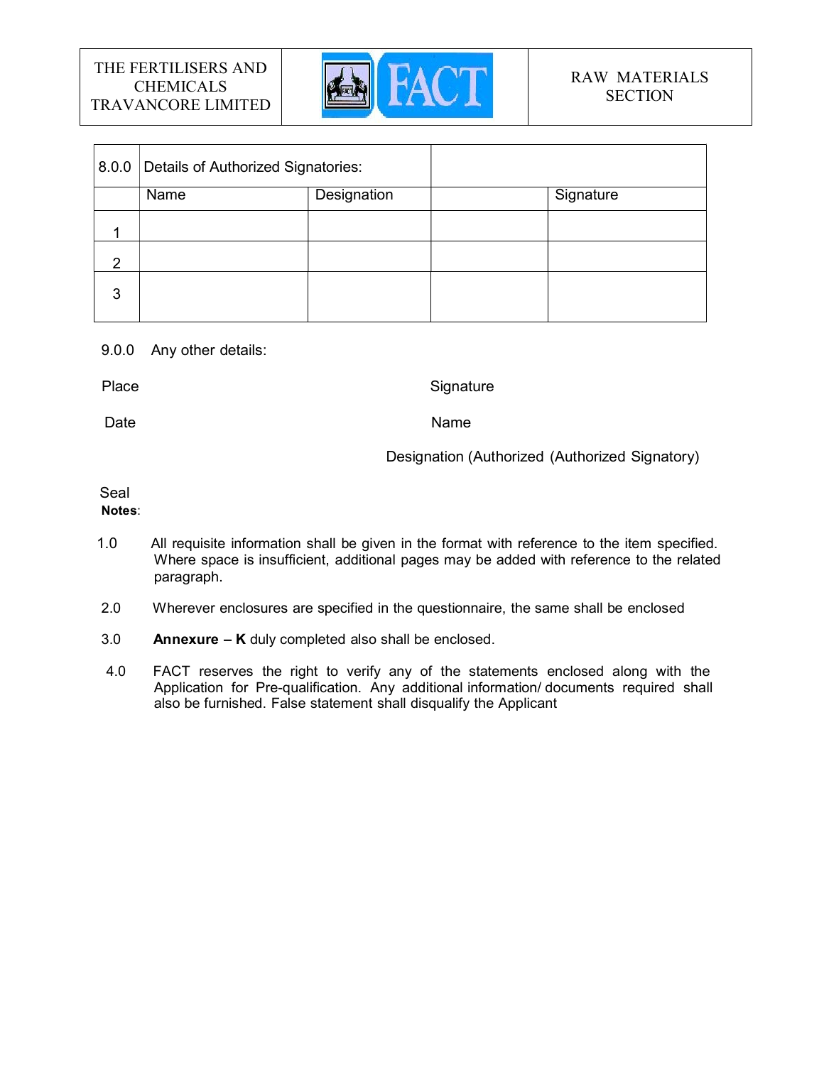| 8.0.0 | Details of Authorized Signatories: | | | |
|---|---|---|---|---|
| | Name | Designation | | Signature |
| 1 | | | | |
| 2 | | | | |
| 3 | | | | |

9.0.0 Any other details:

Place Signature

Date Name

Designation (Authorized (Authorized Signatory)

Seal

**Notes**:

1.0 All requisite information shall be given in the format with reference to the item specified. Where space is insufficient, additional pages may be added with reference to the related paragraph.

2.0 Wherever enclosures are specified in the questionnaire, the same shall be enclosed

3.0 **Annexure – K** duly completed also shall be enclosed.

4.0 FACT reserves the right to verify any of the statements enclosed along with the Application for Pre-qualification. Any additional information/ documents required shall also be furnished. False statement shall disqualify the Applicant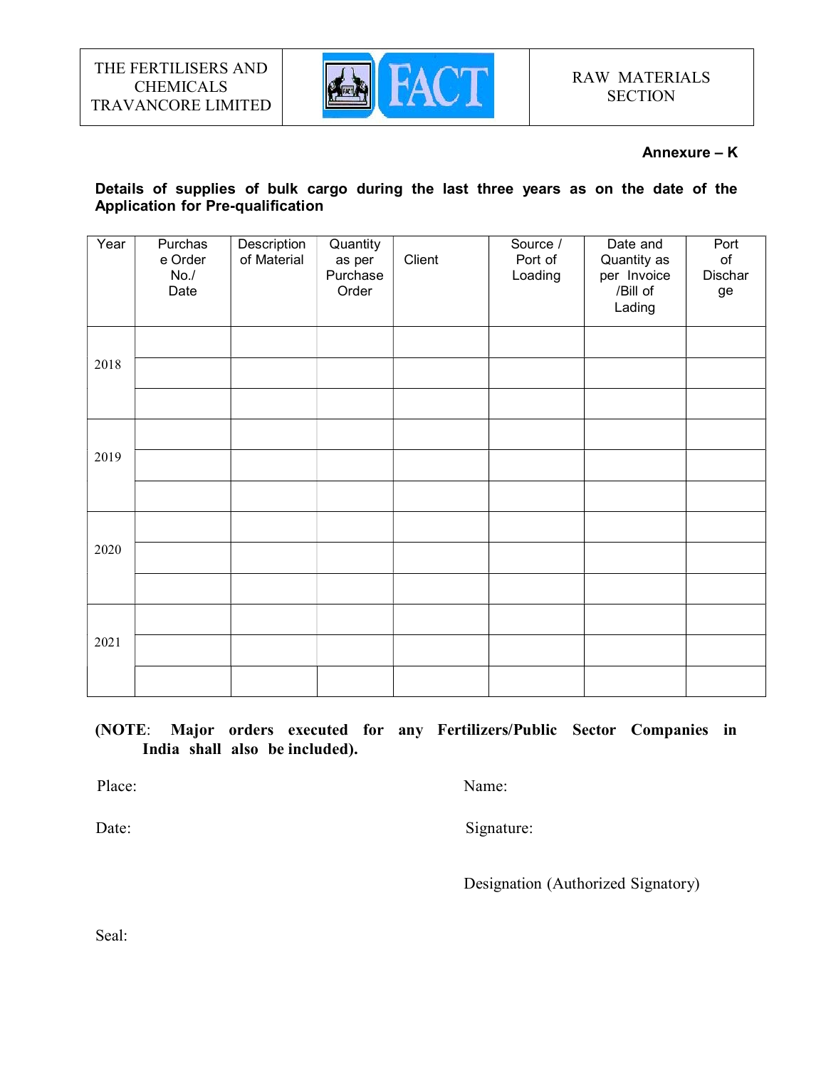| THE FERTILISERS AND CHEMICALS TRAVANCORE LIMITED | FACT | RAW MATERIALS SECTION |
|---|---|---|

**Annexure – K**

**Details of supplies of bulk cargo during the last three years as on the date of the Application for Pre-qualification**

| Year | Purchase Order No./ Date | Description of Material | Quantity as per Purchase Order | Client | Source / Port of Loading | Date and Quantity as per Invoice /Bill of Lading | Port of Discharge |
|---|---|---|---|---|---|---|---|
| 2018 | | | | | | | |
| | | | | | | | |
| | | | | | | | |
| 2019 | | | | | | | |
| | | | | | | | |
| | | | | | | | |
| 2020 | | | | | | | |
| | | | | | | | |
| | | | | | | | |
| 2021 | | | | | | | |
| | | | | | | | |
| | | | | | | | |

**(NOTE: Major orders executed for any Fertilizers/Public Sector Companies in India shall also be included).**

Place:

Name:

Date:

Signature:

Designation (Authorized Signatory)

Seal: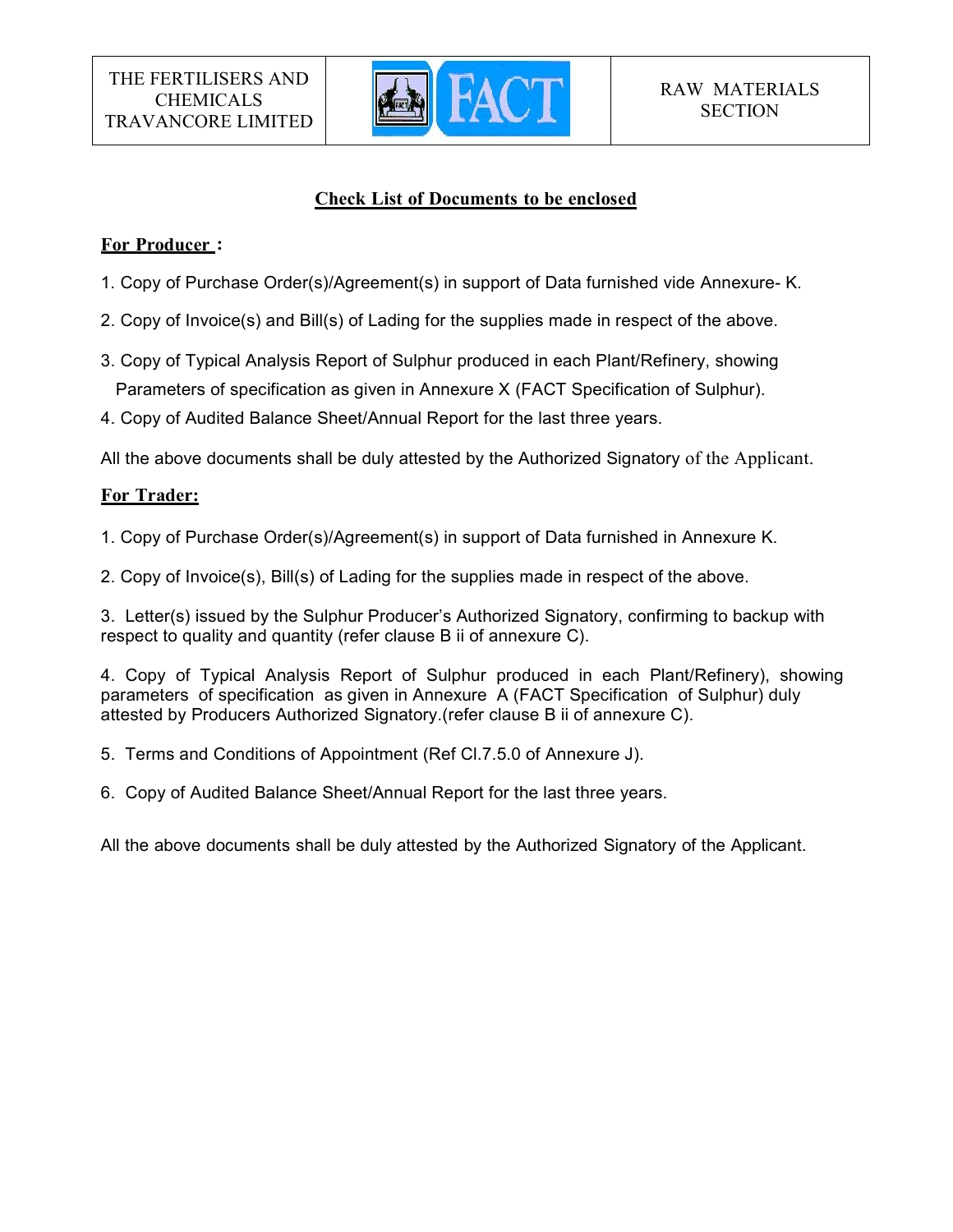| THE FERTILISERS AND CHEMICALS TRAVANCORE LIMITED | FACT | RAW MATERIALS SECTION |
|---|---|---|

## Check List of Documents to be enclosed

**For Producer :**

1. Copy of Purchase Order(s)/Agreement(s) in support of Data furnished vide Annexure- K.

2. Copy of Invoice(s) and Bill(s) of Lading for the supplies made in respect of the above.

3. Copy of Typical Analysis Report of Sulphur produced in each Plant/Refinery, showing Parameters of specification as given in Annexure X (FACT Specification of Sulphur).

4. Copy of Audited Balance Sheet/Annual Report for the last three years.

All the above documents shall be duly attested by the Authorized Signatory of the Applicant.

**For Trader:**

1. Copy of Purchase Order(s)/Agreement(s) in support of Data furnished in Annexure K.

2. Copy of Invoice(s), Bill(s) of Lading for the supplies made in respect of the above.

3. Letter(s) issued by the Sulphur Producer's Authorized Signatory, confirming to backup with respect to quality and quantity (refer clause B ii of annexure C).

4. Copy of Typical Analysis Report of Sulphur produced in each Plant/Refinery), showing parameters of specification as given in Annexure A (FACT Specification of Sulphur) duly attested by Producers Authorized Signatory.(refer clause B ii of annexure C).

5. Terms and Conditions of Appointment (Ref Cl.7.5.0 of Annexure J).

6. Copy of Audited Balance Sheet/Annual Report for the last three years.

All the above documents shall be duly attested by the Authorized Signatory of the Applicant.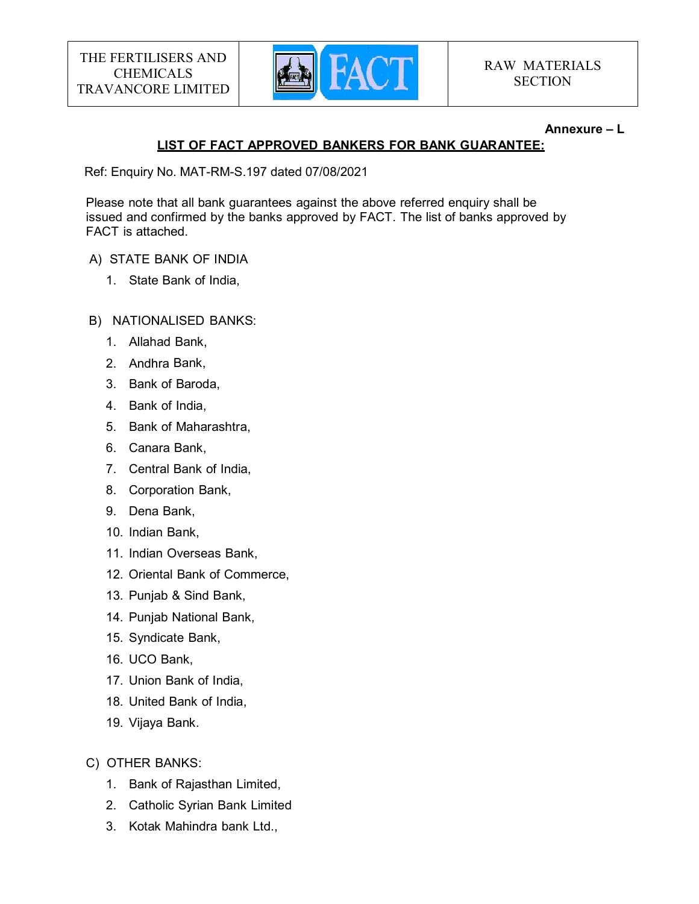| THE FERTILISERS AND CHEMICALS TRAVANCORE LIMITED | FACT | RAW MATERIALS SECTION |
| --- | --- | --- |

**Annexure – L**

## LIST OF FACT APPROVED BANKERS FOR BANK GUARANTEE:

Ref: Enquiry No. MAT-RM-S.197 dated 07/08/2021

Please note that all bank guarantees against the above referred enquiry shall be issued and confirmed by the banks approved by FACT. The list of banks approved by FACT is attached.

A) STATE BANK OF INDIA

1. State Bank of India,

B) NATIONALISED BANKS:

1. Allahad Bank,
2. Andhra Bank,
3. Bank of Baroda,
4. Bank of India,
5. Bank of Maharashtra,
6. Canara Bank,
7. Central Bank of India,
8. Corporation Bank,
9. Dena Bank,
10. Indian Bank,
11. Indian Overseas Bank,
12. Oriental Bank of Commerce,
13. Punjab & Sind Bank,
14. Punjab National Bank,
15. Syndicate Bank,
16. UCO Bank,
17. Union Bank of India,
18. United Bank of India,
19. Vijaya Bank.

C) OTHER BANKS:

1. Bank of Rajasthan Limited,
2. Catholic Syrian Bank Limited
3. Kotak Mahindra bank Ltd.,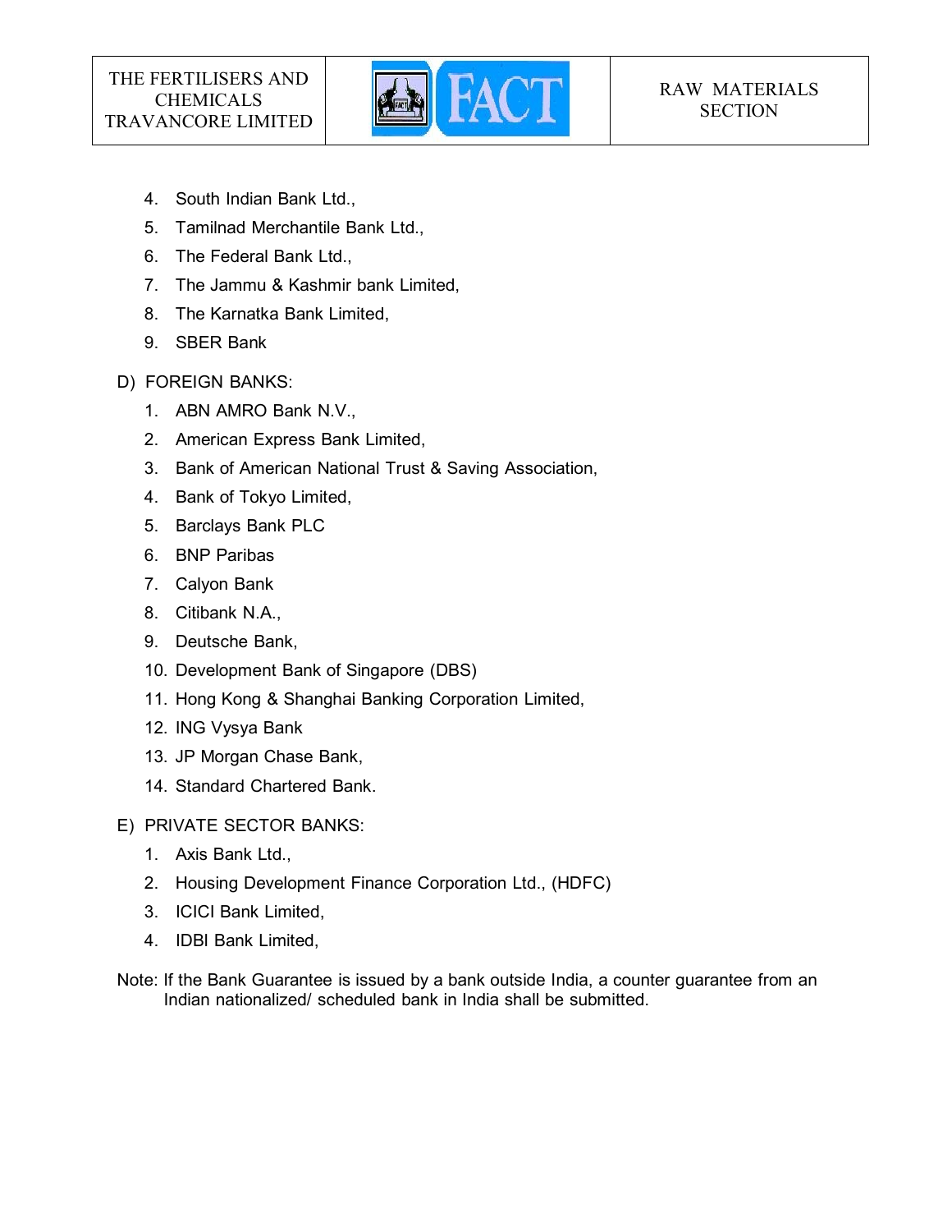4. South Indian Bank Ltd.,
5. Tamilnad Merchantile Bank Ltd.,
6. The Federal Bank Ltd.,
7. The Jammu & Kashmir bank Limited,
8. The Karnatka Bank Limited,
9. SBER Bank

D) FOREIGN BANKS:

1. ABN AMRO Bank N.V.,
2. American Express Bank Limited,
3. Bank of American National Trust & Saving Association,
4. Bank of Tokyo Limited,
5. Barclays Bank PLC
6. BNP Paribas
7. Calyon Bank
8. Citibank N.A.,
9. Deutsche Bank,
10. Development Bank of Singapore (DBS)
11. Hong Kong & Shanghai Banking Corporation Limited,
12. ING Vysya Bank
13. JP Morgan Chase Bank,
14. Standard Chartered Bank.

E) PRIVATE SECTOR BANKS:

1. Axis Bank Ltd.,
2. Housing Development Finance Corporation Ltd., (HDFC)
3. ICICI Bank Limited,
4. IDBI Bank Limited,

Note: If the Bank Guarantee is issued by a bank outside India, a counter guarantee from an Indian nationalized/ scheduled bank in India shall be submitted.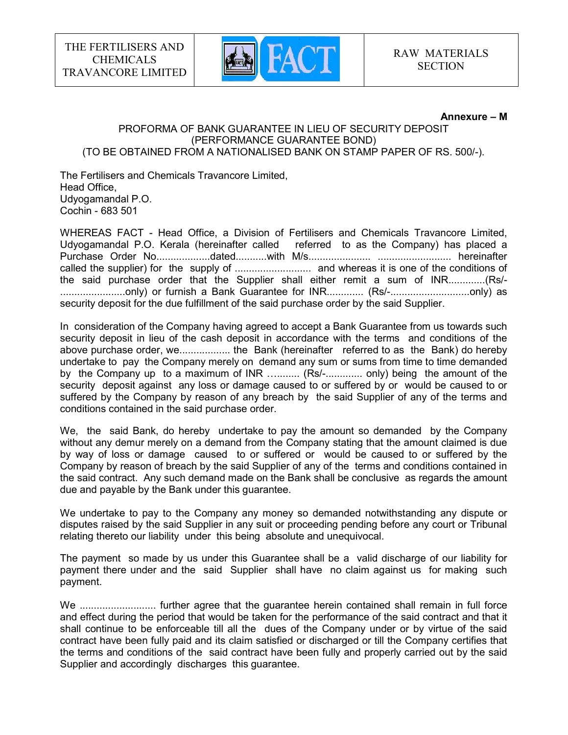**Annexure – M**

PROFORMA OF BANK GUARANTEE IN LIEU OF SECURITY DEPOSIT
(PERFORMANCE GUARANTEE BOND)
(TO BE OBTAINED FROM A NATIONALISED BANK ON STAMP PAPER OF RS. 500/-).

The Fertilisers and Chemicals Travancore Limited,
Head Office,
Udyogamandal P.O.
Cochin - 683 501

WHEREAS FACT - Head Office, a Division of Fertilisers and Chemicals Travancore Limited, Udyogamandal P.O. Kerala (hereinafter called referred to as the Company) has placed a Purchase Order No...................dated...........with M/s..................... .......................... hereinafter called the supplier) for the supply of ........................... and whereas it is one of the conditions of the said purchase order that the Supplier shall either remit a sum of INR.............(Rs/-.......................only) or furnish a Bank Guarantee for INR............. (Rs/-............................only) as security deposit for the due fulfillment of the said purchase order by the said Supplier.

In consideration of the Company having agreed to accept a Bank Guarantee from us towards such security deposit in lieu of the cash deposit in accordance with the terms and conditions of the above purchase order, we.................. the Bank (hereinafter referred to as the Bank) do hereby undertake to pay the Company merely on demand any sum or sums from time to time demanded by the Company up to a maximum of INR ……..... (Rs/-............. only) being the amount of the security deposit against any loss or damage caused to or suffered by or would be caused to or suffered by the Company by reason of any breach by the said Supplier of any of the terms and conditions contained in the said purchase order.

We, the said Bank, do hereby undertake to pay the amount so demanded by the Company without any demur merely on a demand from the Company stating that the amount claimed is due by way of loss or damage caused to or suffered or would be caused to or suffered by the Company by reason of breach by the said Supplier of any of the terms and conditions contained in the said contract. Any such demand made on the Bank shall be conclusive as regards the amount due and payable by the Bank under this guarantee.

We undertake to pay to the Company any money so demanded notwithstanding any dispute or disputes raised by the said Supplier in any suit or proceeding pending before any court or Tribunal relating thereto our liability under this being absolute and unequivocal.

The payment so made by us under this Guarantee shall be a valid discharge of our liability for payment there under and the said Supplier shall have no claim against us for making such payment.

We ........................... further agree that the guarantee herein contained shall remain in full force and effect during the period that would be taken for the performance of the said contract and that it shall continue to be enforceable till all the dues of the Company under or by virtue of the said contract have been fully paid and its claim satisfied or discharged or till the Company certifies that the terms and conditions of the said contract have been fully and properly carried out by the said Supplier and accordingly discharges this guarantee.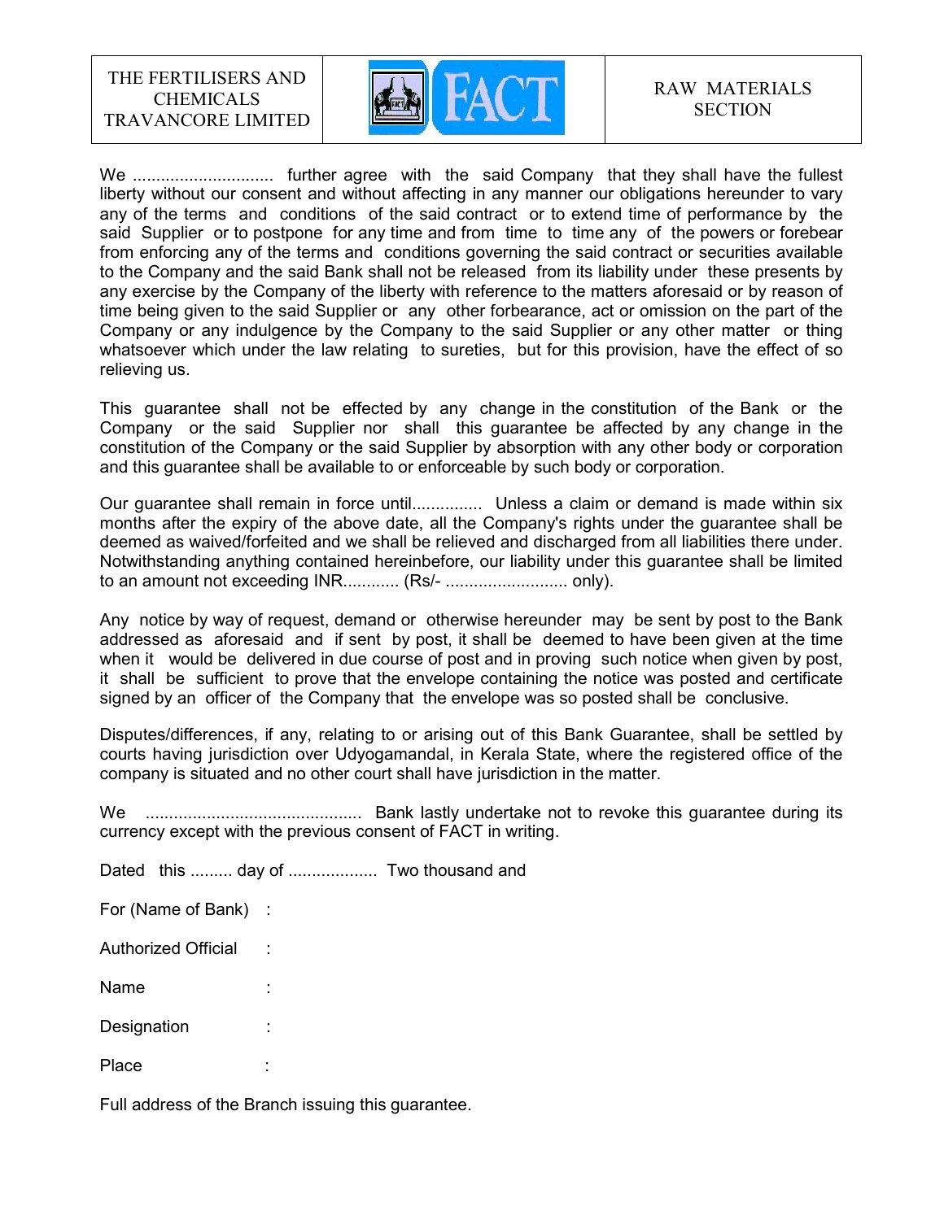We .............................. further agree with the said Company that they shall have the fullest liberty without our consent and without affecting in any manner our obligations hereunder to vary any of the terms and conditions of the said contract or to extend time of performance by the said Supplier or to postpone for any time and from time to time any of the powers or forebear from enforcing any of the terms and conditions governing the said contract or securities available to the Company and the said Bank shall not be released from its liability under these presents by any exercise by the Company of the liberty with reference to the matters aforesaid or by reason of time being given to the said Supplier or any other forbearance, act or omission on the part of the Company or any indulgence by the Company to the said Supplier or any other matter or thing whatsoever which under the law relating to sureties, but for this provision, have the effect of so relieving us.

This guarantee shall not be effected by any change in the constitution of the Bank or the Company or the said Supplier nor shall this guarantee be affected by any change in the constitution of the Company or the said Supplier by absorption with any other body or corporation and this guarantee shall be available to or enforceable by such body or corporation.

Our guarantee shall remain in force until............... Unless a claim or demand is made within six months after the expiry of the above date, all the Company's rights under the guarantee shall be deemed as waived/forfeited and we shall be relieved and discharged from all liabilities there under. Notwithstanding anything contained hereinbefore, our liability under this guarantee shall be limited to an amount not exceeding INR............ (Rs/- .......................... only).

Any notice by way of request, demand or otherwise hereunder may be sent by post to the Bank addressed as aforesaid and if sent by post, it shall be deemed to have been given at the time when it would be delivered in due course of post and in proving such notice when given by post, it shall be sufficient to prove that the envelope containing the notice was posted and certificate signed by an officer of the Company that the envelope was so posted shall be conclusive.

Disputes/differences, if any, relating to or arising out of this Bank Guarantee, shall be settled by courts having jurisdiction over Udyogamandal, in Kerala State, where the registered office of the company is situated and no other court shall have jurisdiction in the matter.

We .............................................. Bank lastly undertake not to revoke this guarantee during its currency except with the previous consent of FACT in writing.

Dated this ......... day of ................... Two thousand and

For (Name of Bank) :

Authorized Official :

Name :

Designation :

Place :

Full address of the Branch issuing this guarantee.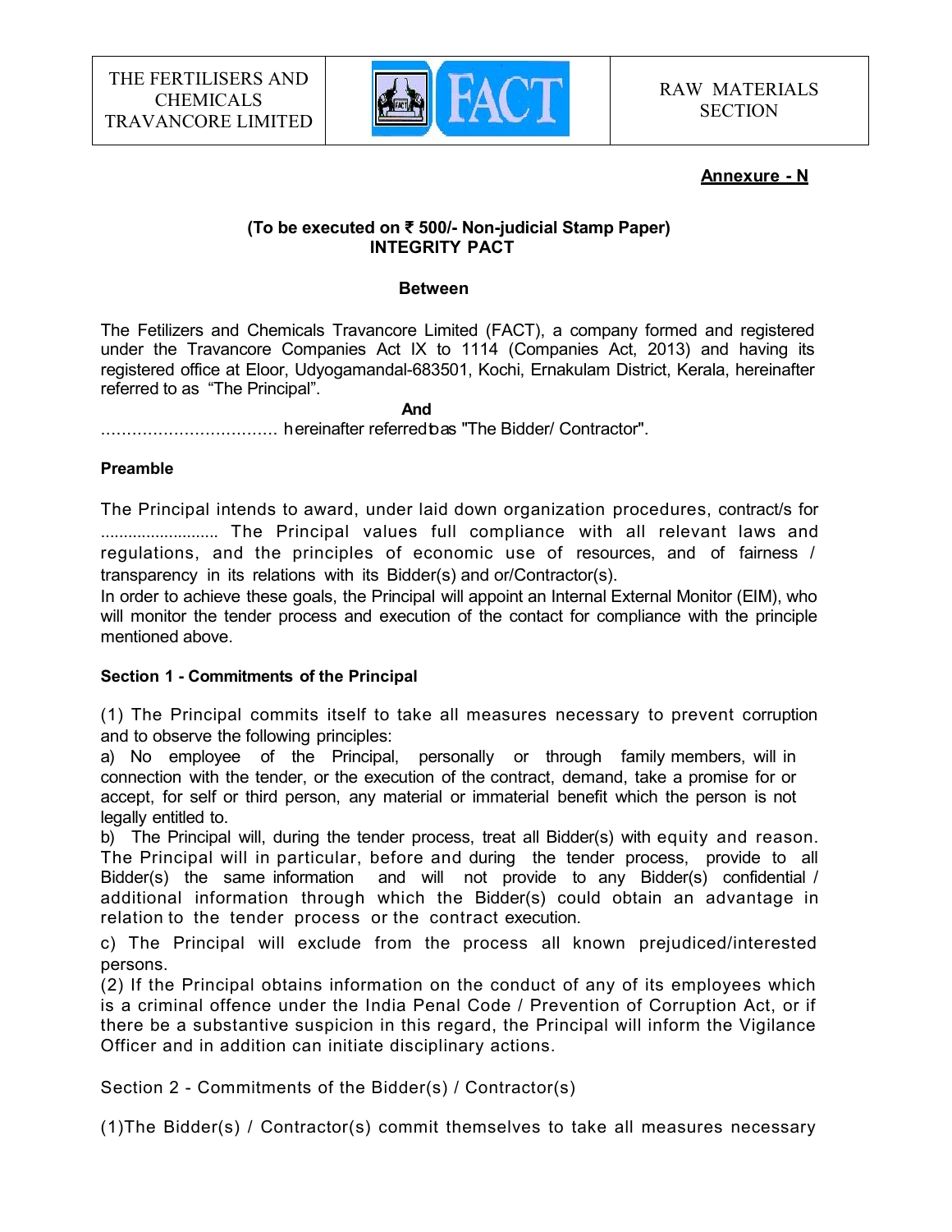| THE FERTILISERS AND CHEMICALS TRAVANCORE LIMITED | FACT | RAW MATERIALS SECTION |
| --- | --- | --- |

**Annexure - N**

**(To be executed on ₹ 500/- Non-judicial Stamp Paper)**
**INTEGRITY PACT**

**Between**

The Fetilizers and Chemicals Travancore Limited (FACT), a company formed and registered under the Travancore Companies Act IX to 1114 (Companies Act, 2013) and having its registered office at Eloor, Udyogamandal-683501, Kochi, Ernakulam District, Kerala, hereinafter referred to as "The Principal".

**And**

.................................. hereinafter referred to as "The Bidder/ Contractor".

**Preamble**

The Principal intends to award, under laid down organization procedures, contract/s for .......................... The Principal values full compliance with all relevant laws and regulations, and the principles of economic use of resources, and of fairness / transparency in its relations with its Bidder(s) and or/Contractor(s).

In order to achieve these goals, the Principal will appoint an Internal External Monitor (EIM), who will monitor the tender process and execution of the contact for compliance with the principle mentioned above.

**Section 1 - Commitments of the Principal**

(1) The Principal commits itself to take all measures necessary to prevent corruption and to observe the following principles:

a) No employee of the Principal, personally or through family members, will in connection with the tender, or the execution of the contract, demand, take a promise for or accept, for self or third person, any material or immaterial benefit which the person is not legally entitled to.

b) The Principal will, during the tender process, treat all Bidder(s) with equity and reason. The Principal will in particular, before and during the tender process, provide to all Bidder(s) the same information and will not provide to any Bidder(s) confidential / additional information through which the Bidder(s) could obtain an advantage in relation to the tender process or the contract execution.

c) The Principal will exclude from the process all known prejudiced/interested persons.

(2) If the Principal obtains information on the conduct of any of its employees which is a criminal offence under the India Penal Code / Prevention of Corruption Act, or if there be a substantive suspicion in this regard, the Principal will inform the Vigilance Officer and in addition can initiate disciplinary actions.

Section 2 - Commitments of the Bidder(s) / Contractor(s)

(1)The Bidder(s) / Contractor(s) commit themselves to take all measures necessary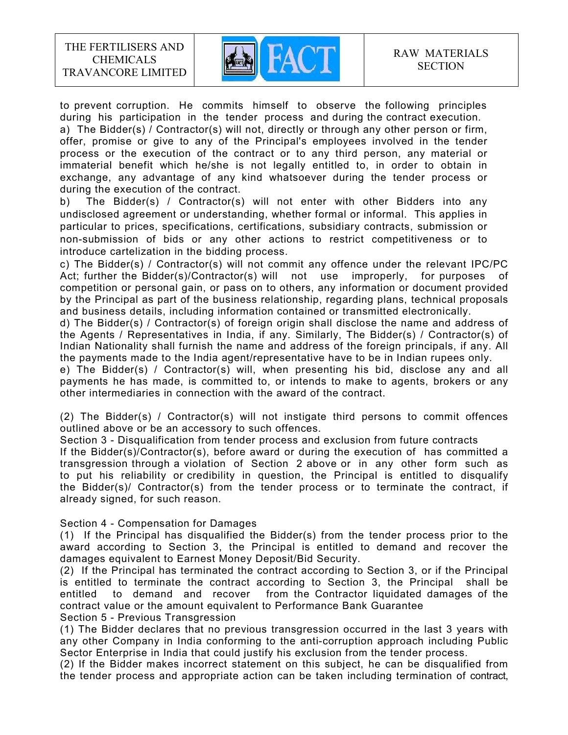to prevent corruption. He commits himself to observe the following principles during his participation in the tender process and during the contract execution.

a) The Bidder(s) / Contractor(s) will not, directly or through any other person or firm, offer, promise or give to any of the Principal's employees involved in the tender process or the execution of the contract or to any third person, any material or immaterial benefit which he/she is not legally entitled to, in order to obtain in exchange, any advantage of any kind whatsoever during the tender process or during the execution of the contract.

b) The Bidder(s) / Contractor(s) will not enter with other Bidders into any undisclosed agreement or understanding, whether formal or informal. This applies in particular to prices, specifications, certifications, subsidiary contracts, submission or non-submission of bids or any other actions to restrict competitiveness or to introduce cartelization in the bidding process.

c) The Bidder(s) / Contractor(s) will not commit any offence under the relevant IPC/PC Act; further the Bidder(s)/Contractor(s) will not use improperly, for purposes of competition or personal gain, or pass on to others, any information or document provided by the Principal as part of the business relationship, regarding plans, technical proposals and business details, including information contained or transmitted electronically.

d) The Bidder(s) / Contractor(s) of foreign origin shall disclose the name and address of the Agents / Representatives in India, if any. Similarly, The Bidder(s) / Contractor(s) of Indian Nationality shall furnish the name and address of the foreign principals, if any. All the payments made to the India agent/representative have to be in Indian rupees only.

e) The Bidder(s) / Contractor(s) will, when presenting his bid, disclose any and all payments he has made, is committed to, or intends to make to agents, brokers or any other intermediaries in connection with the award of the contract.

(2) The Bidder(s) / Contractor(s) will not instigate third persons to commit offences outlined above or be an accessory to such offences.

Section 3 - Disqualification from tender process and exclusion from future contracts

If the Bidder(s)/Contractor(s), before award or during the execution of has committed a transgression through a violation of Section 2 above or in any other form such as to put his reliability or credibility in question, the Principal is entitled to disqualify the Bidder(s)/ Contractor(s) from the tender process or to terminate the contract, if already signed, for such reason.

Section 4 - Compensation for Damages

(1) If the Principal has disqualified the Bidder(s) from the tender process prior to the award according to Section 3, the Principal is entitled to demand and recover the damages equivalent to Earnest Money Deposit/Bid Security.

(2) If the Principal has terminated the contract according to Section 3, or if the Principal is entitled to terminate the contract according to Section 3, the Principal shall be entitled to demand and recover from the Contractor liquidated damages of the contract value or the amount equivalent to Performance Bank Guarantee

Section 5 - Previous Transgression

(1) The Bidder declares that no previous transgression occurred in the last 3 years with any other Company in India conforming to the anti-corruption approach including Public Sector Enterprise in India that could justify his exclusion from the tender process.

(2) If the Bidder makes incorrect statement on this subject, he can be disqualified from the tender process and appropriate action can be taken including termination of contract,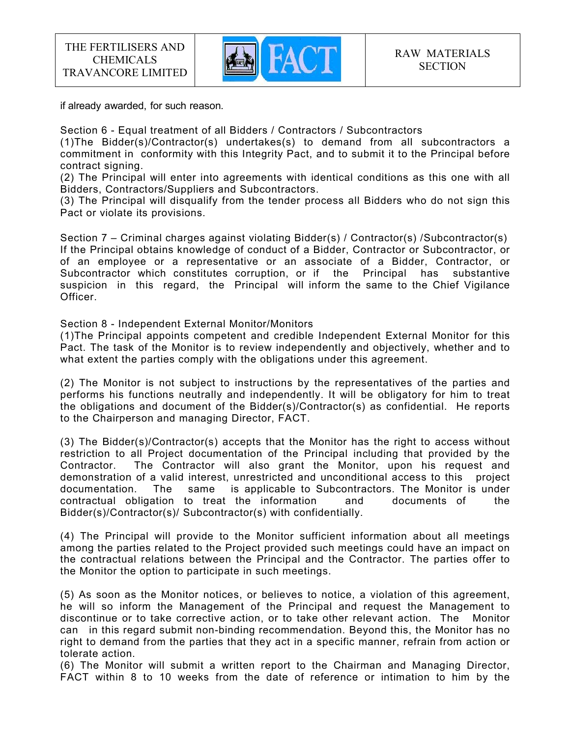if already awarded, for such reason.

Section 6 - Equal treatment of all Bidders / Contractors / Subcontractors

(1)The Bidder(s)/Contractor(s) undertakes(s) to demand from all subcontractors a commitment in conformity with this Integrity Pact, and to submit it to the Principal before contract signing.

(2) The Principal will enter into agreements with identical conditions as this one with all Bidders, Contractors/Suppliers and Subcontractors.

(3) The Principal will disqualify from the tender process all Bidders who do not sign this Pact or violate its provisions.

Section 7 – Criminal charges against violating Bidder(s) / Contractor(s) /Subcontractor(s)

If the Principal obtains knowledge of conduct of a Bidder, Contractor or Subcontractor, or of an employee or a representative or an associate of a Bidder, Contractor, or Subcontractor which constitutes corruption, or if the Principal has substantive suspicion in this regard, the Principal will inform the same to the Chief Vigilance Officer.

Section 8 - Independent External Monitor/Monitors

(1)The Principal appoints competent and credible Independent External Monitor for this Pact. The task of the Monitor is to review independently and objectively, whether and to what extent the parties comply with the obligations under this agreement.

(2) The Monitor is not subject to instructions by the representatives of the parties and performs his functions neutrally and independently. It will be obligatory for him to treat the obligations and document of the Bidder(s)/Contractor(s) as confidential. He reports to the Chairperson and managing Director, FACT.

(3) The Bidder(s)/Contractor(s) accepts that the Monitor has the right to access without restriction to all Project documentation of the Principal including that provided by the Contractor. The Contractor will also grant the Monitor, upon his request and demonstration of a valid interest, unrestricted and unconditional access to this project documentation. The same is applicable to Subcontractors. The Monitor is under contractual obligation to treat the information and documents of the Bidder(s)/Contractor(s)/ Subcontractor(s) with confidentially.

(4) The Principal will provide to the Monitor sufficient information about all meetings among the parties related to the Project provided such meetings could have an impact on the contractual relations between the Principal and the Contractor. The parties offer to the Monitor the option to participate in such meetings.

(5) As soon as the Monitor notices, or believes to notice, a violation of this agreement, he will so inform the Management of the Principal and request the Management to discontinue or to take corrective action, or to take other relevant action. The Monitor can in this regard submit non-binding recommendation. Beyond this, the Monitor has no right to demand from the parties that they act in a specific manner, refrain from action or tolerate action.

(6) The Monitor will submit a written report to the Chairman and Managing Director, FACT within 8 to 10 weeks from the date of reference or intimation to him by the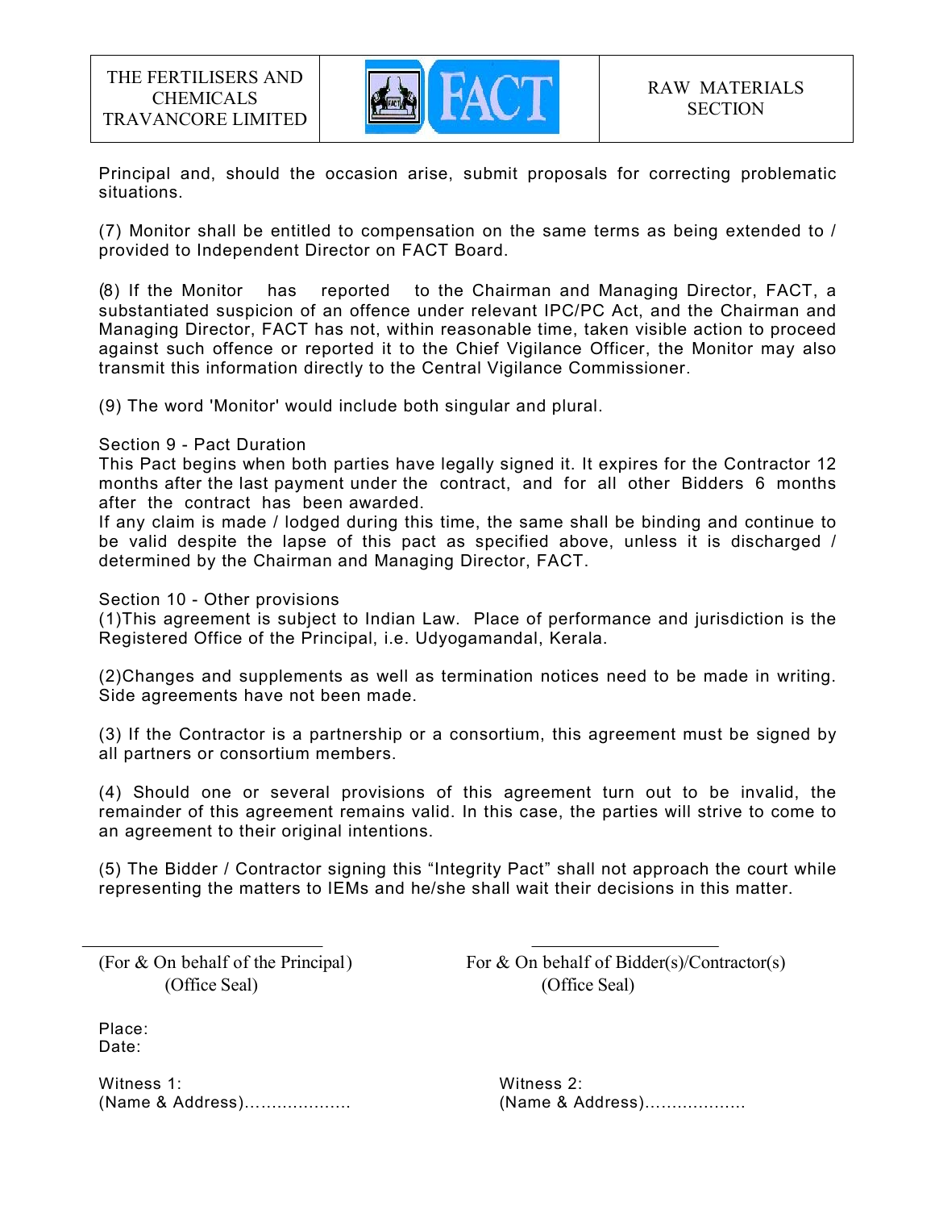Principal and, should the occasion arise, submit proposals for correcting problematic situations.

(7) Monitor shall be entitled to compensation on the same terms as being extended to / provided to Independent Director on FACT Board.

(8) If the Monitor has reported to the Chairman and Managing Director, FACT, a substantiated suspicion of an offence under relevant IPC/PC Act, and the Chairman and Managing Director, FACT has not, within reasonable time, taken visible action to proceed against such offence or reported it to the Chief Vigilance Officer, the Monitor may also transmit this information directly to the Central Vigilance Commissioner.

(9) The word 'Monitor' would include both singular and plural.

Section 9 - Pact Duration

This Pact begins when both parties have legally signed it. It expires for the Contractor 12 months after the last payment under the contract, and for all other Bidders 6 months after the contract has been awarded.

If any claim is made / lodged during this time, the same shall be binding and continue to be valid despite the lapse of this pact as specified above, unless it is discharged / determined by the Chairman and Managing Director, FACT.

Section 10 - Other provisions

(1)This agreement is subject to Indian Law. Place of performance and jurisdiction is the Registered Office of the Principal, i.e. Udyogamandal, Kerala.

(2)Changes and supplements as well as termination notices need to be made in writing. Side agreements have not been made.

(3) If the Contractor is a partnership or a consortium, this agreement must be signed by all partners or consortium members.

(4) Should one or several provisions of this agreement turn out to be invalid, the remainder of this agreement remains valid. In this case, the parties will strive to come to an agreement to their original intentions.

(5) The Bidder / Contractor signing this “Integrity Pact” shall not approach the court while representing the matters to IEMs and he/she shall wait their decisions in this matter.

\_\_\_\_\_\_\_\_\_\_\_\_\_\_\_\_\_\_\_\_\_\_\_\_\_\_ &nbsp;&nbsp;&nbsp;&nbsp;&nbsp;&nbsp;&nbsp;&nbsp; \_\_\_\_\_\_\_\_\_\_\_\_\_\_\_\_\_\_\_\_\_\_

(For & On behalf of the Principal) &nbsp;&nbsp;&nbsp;&nbsp; For & On behalf of Bidder(s)/Contractor(s)

(Office Seal) &nbsp;&nbsp;&nbsp;&nbsp;&nbsp;&nbsp;&nbsp;&nbsp; (Office Seal)

Place:

Date:

Witness 1:
(Name & Address)....................

Witness 2:
(Name & Address)...................